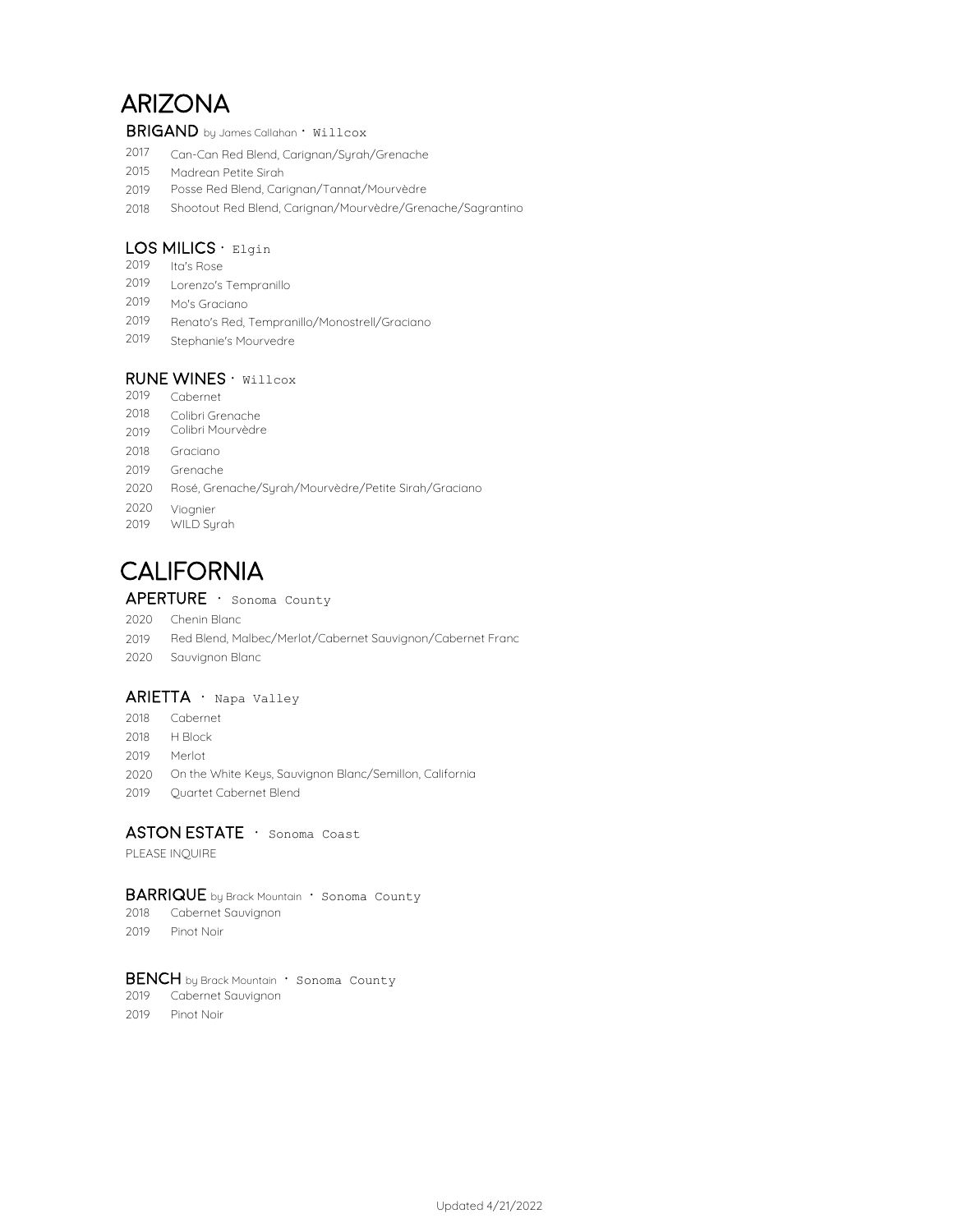# ARIZONA

## BRIGAND by James Callahan · Willcox

2017 Can-Can Red Blend, Carignan/Syrah/Grenache
2015 Madrean Petite Sirah
2019 Posse Red Blend, Carignan/Tannat/Mourvèdre
2018 Shootout Red Blend, Carignan/Mourvèdre/Grenache/Sagrantino

## LOS MILICS · Elgin

2019 Ita's Rose
2019 Lorenzo's Tempranillo
2019 Mo's Graciano
2019 Renato's Red, Tempranillo/Monostrell/Graciano
2019 Stephanie's Mourvedre

## RUNE WINES · Willcox

2019 Cabernet
2018 Colibri Grenache
2019 Colibri Mourvèdre
2018 Graciano
2019 Grenache
2020 Rosé, Grenache/Syrah/Mourvèdre/Petite Sirah/Graciano
2020 Viognier
2019 WILD Syrah

# CALIFORNIA

## APERTURE · Sonoma County

2020 Chenin Blanc
2019 Red Blend, Malbec/Merlot/Cabernet Sauvignon/Cabernet Franc
2020 Sauvignon Blanc

## ARIETTA · Napa Valley

2018 Cabernet
2018 H Block
2019 Merlot
2020 On the White Keys, Sauvignon Blanc/Semillon, California
2019 Quartet Cabernet Blend

## ASTON ESTATE · Sonoma Coast

PLEASE INQUIRE

## BARRIQUE by Brack Mountain · Sonoma County

2018 Cabernet Sauvignon
2019 Pinot Noir

## BENCH by Brack Mountain · Sonoma County

2019 Cabernet Sauvignon
2019 Pinot Noir

Updated 4/21/2022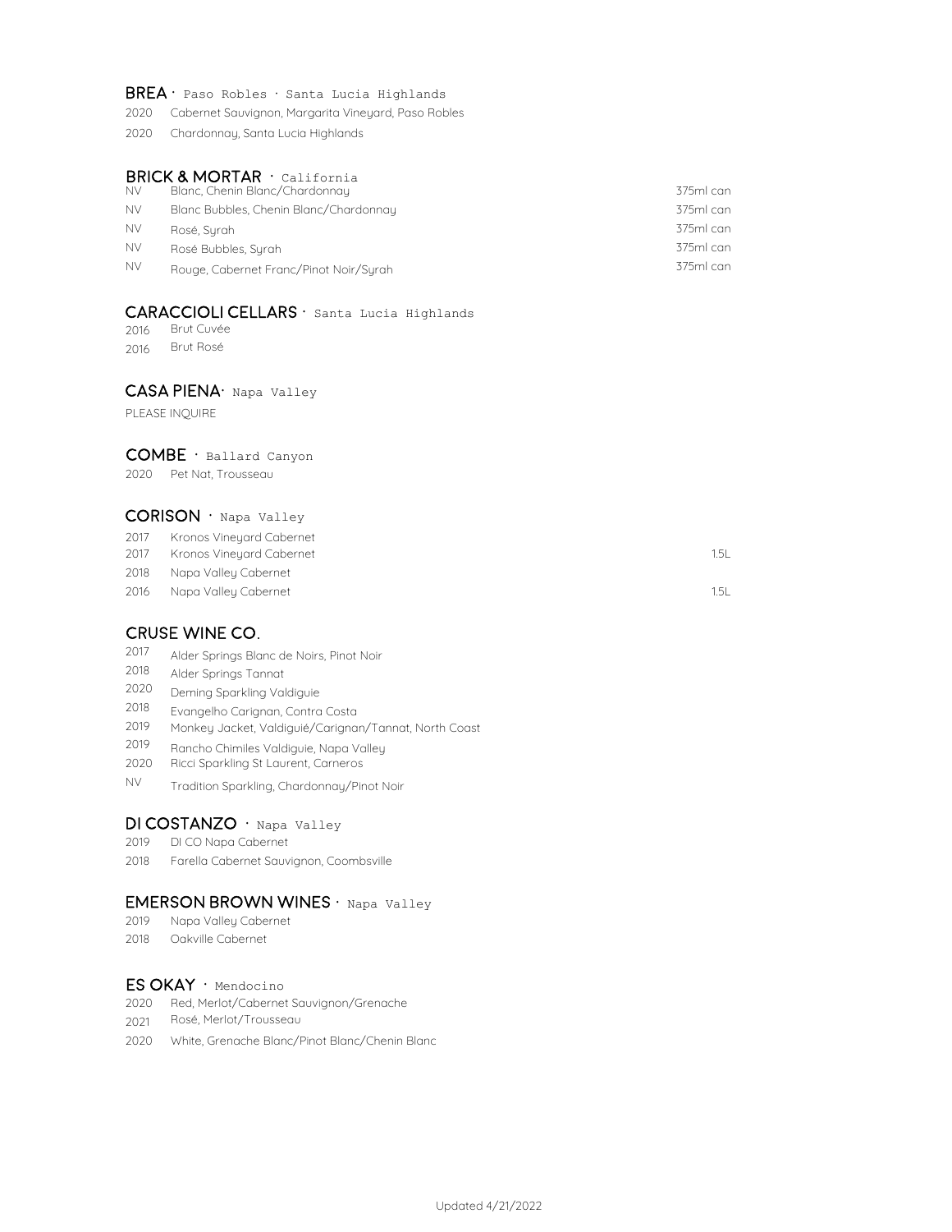## BREA · Paso Robles · Santa Lucia Highlands

2020 Cabernet Sauvignon, Margarita Vineyard, Paso Robles

2020 Chardonnay, Santa Lucia Highlands

## BRICK & MORTAR · California

| | | |
|---|---|---|
| NV | Blanc, Chenin Blanc/Chardonnay | 375ml can |
| NV | Blanc Bubbles, Chenin Blanc/Chardonnay | 375ml can |
| NV | Rosé, Syrah | 375ml can |
| NV | Rosé Bubbles, Syrah | 375ml can |
| NV | Rouge, Cabernet Franc/Pinot Noir/Syrah | 375ml can |

## CARACCIOLI CELLARS · Santa Lucia Highlands

2016 Brut Cuvée

2016 Brut Rosé

## CASA PIENA· Napa Valley

PLEASE INQUIRE

## COMBE · Ballard Canyon

2020 Pet Nat, Trousseau

## CORISON · Napa Valley

| | | |
|---|---|---|
| 2017 | Kronos Vineyard Cabernet | |
| 2017 | Kronos Vineyard Cabernet | 1.5L |
| 2018 | Napa Valley Cabernet | |
| 2016 | Napa Valley Cabernet | 1.5L |

## CRUSE WINE CO.

2017 Alder Springs Blanc de Noirs, Pinot Noir

2018 Alder Springs Tannat

2020 Deming Sparkling Valdiguie

2018 Evangelho Carignan, Contra Costa

2019 Monkey Jacket, Valdiguié/Carignan/Tannat, North Coast

2019 Rancho Chimiles Valdiguie, Napa Valley

2020 Ricci Sparkling St Laurent, Carneros

NV Tradition Sparkling, Chardonnay/Pinot Noir

## DI COSTANZO · Napa Valley

2019 DI CO Napa Cabernet

2018 Farella Cabernet Sauvignon, Coombsville

## EMERSON BROWN WINES · Napa Valley

2019 Napa Valley Cabernet

2018 Oakville Cabernet

## ES OKAY · Mendocino

2020 Red, Merlot/Cabernet Sauvignon/Grenache

2021 Rosé, Merlot/Trousseau

2020 White, Grenache Blanc/Pinot Blanc/Chenin Blanc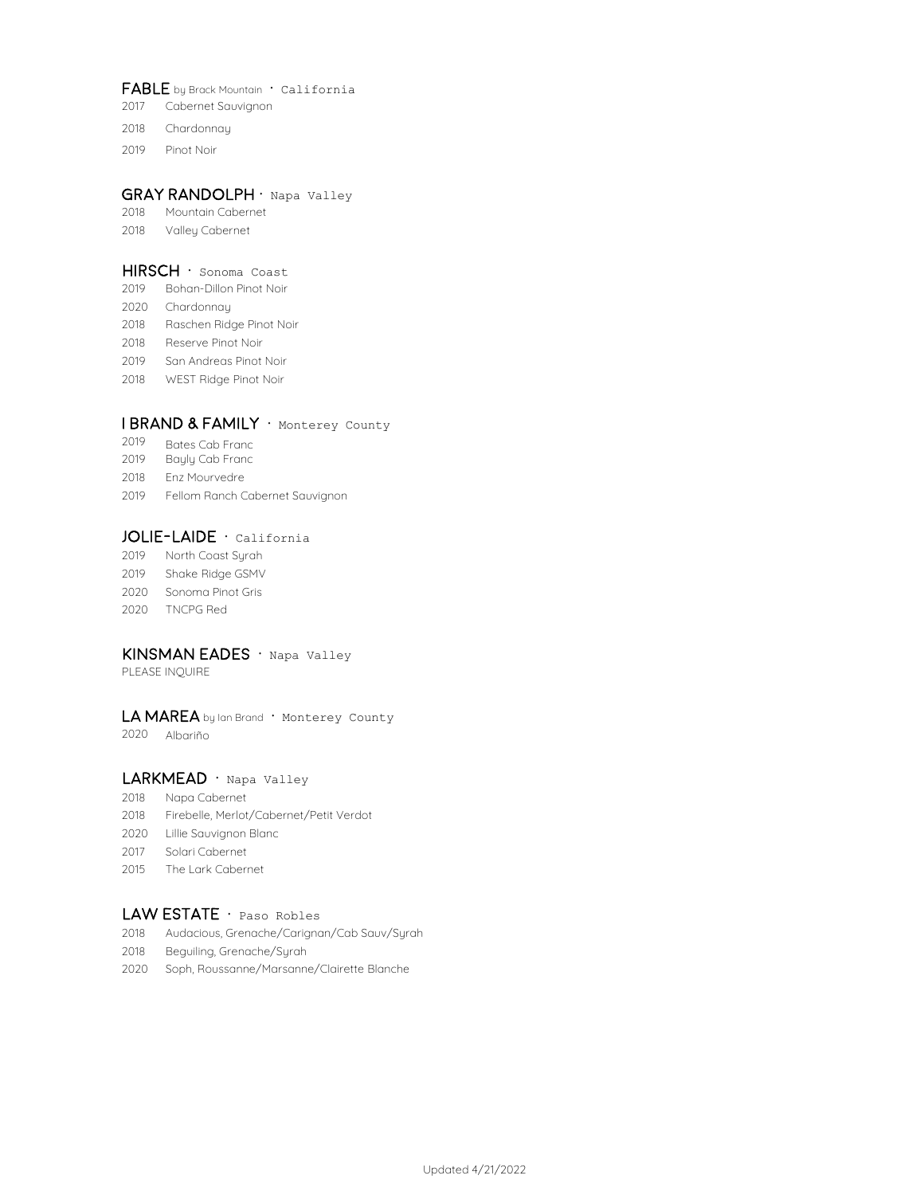### FABLE by Brack Mountain · California

2017 Cabernet Sauvignon

2018 Chardonnay

2019 Pinot Noir

### GRAY RANDOLPH · Napa Valley

2018 Mountain Cabernet

2018 Valley Cabernet

### HIRSCH · Sonoma Coast

2019 Bohan-Dillon Pinot Noir

2020 Chardonnay

2018 Raschen Ridge Pinot Noir

2018 Reserve Pinot Noir

2019 San Andreas Pinot Noir

2018 WEST Ridge Pinot Noir

### I BRAND & FAMILY · Monterey County

2019 Bates Cab Franc

2019 Bayly Cab Franc

2018 Enz Mourvedre

2019 Fellom Ranch Cabernet Sauvignon

### JOLIE-LAIDE · California

2019 North Coast Syrah

2019 Shake Ridge GSMV

2020 Sonoma Pinot Gris

2020 TNCPG Red

### KINSMAN EADES · Napa Valley

PLEASE INQUIRE

### LA MAREA by Ian Brand · Monterey County

2020 Albariño

### LARKMEAD · Napa Valley

2018 Napa Cabernet

2018 Firebelle, Merlot/Cabernet/Petit Verdot

2020 Lillie Sauvignon Blanc

2017 Solari Cabernet

2015 The Lark Cabernet

### LAW ESTATE · Paso Robles

2018 Audacious, Grenache/Carignan/Cab Sauv/Syrah

2018 Beguiling, Grenache/Syrah

2020 Soph, Roussanne/Marsanne/Clairette Blanche

Updated 4/21/2022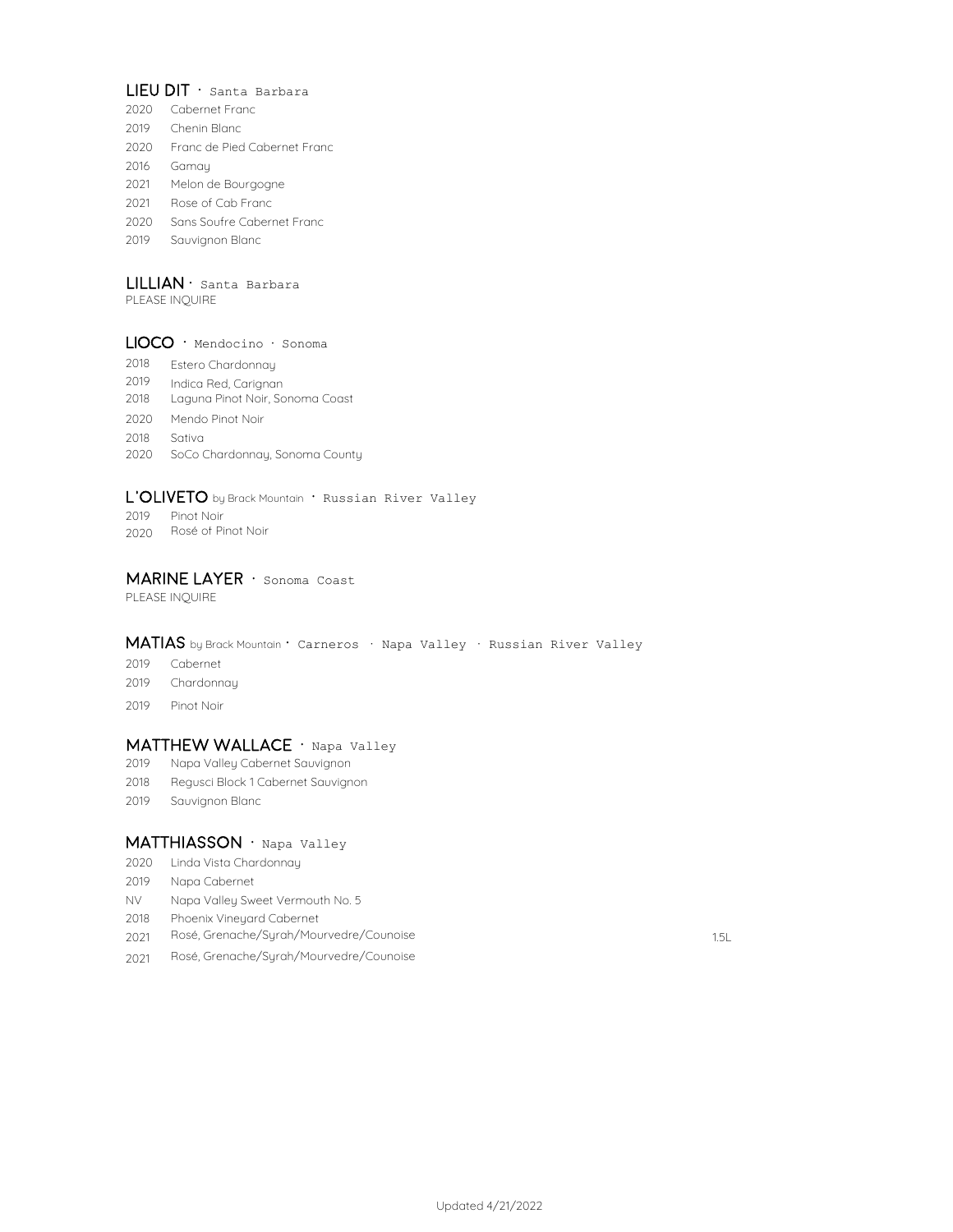## LIEU DIT · Santa Barbara

2020 Cabernet Franc
2019 Chenin Blanc
2020 Franc de Pied Cabernet Franc
2016 Gamay
2021 Melon de Bourgogne
2021 Rose of Cab Franc
2020 Sans Soufre Cabernet Franc
2019 Sauvignon Blanc

## LILLIAN · Santa Barbara

PLEASE INQUIRE

## LIOCO · Mendocino · Sonoma

2018 Estero Chardonnay
2019 Indica Red, Carignan
2018 Laguna Pinot Noir, Sonoma Coast
2020 Mendo Pinot Noir
2018 Sativa
2020 SoCo Chardonnay, Sonoma County

## L'OLIVETO by Brack Mountain · Russian River Valley

2019 Pinot Noir
2020 Rosé of Pinot Noir

## MARINE LAYER · Sonoma Coast

PLEASE INQUIRE

## MATIAS by Brack Mountain · Carneros · Napa Valley · Russian River Valley

2019 Cabernet
2019 Chardonnay
2019 Pinot Noir

## MATTHEW WALLACE · Napa Valley

2019 Napa Valley Cabernet Sauvignon
2018 Regusci Block 1 Cabernet Sauvignon
2019 Sauvignon Blanc

## MATTHIASSON · Napa Valley

2020 Linda Vista Chardonnay
2019 Napa Cabernet
NV Napa Valley Sweet Vermouth No. 5
2018 Phoenix Vineyard Cabernet
2021 Rosé, Grenache/Syrah/Mourvedre/Counoise 1.5L
2021 Rosé, Grenache/Syrah/Mourvedre/Counoise

Updated 4/21/2022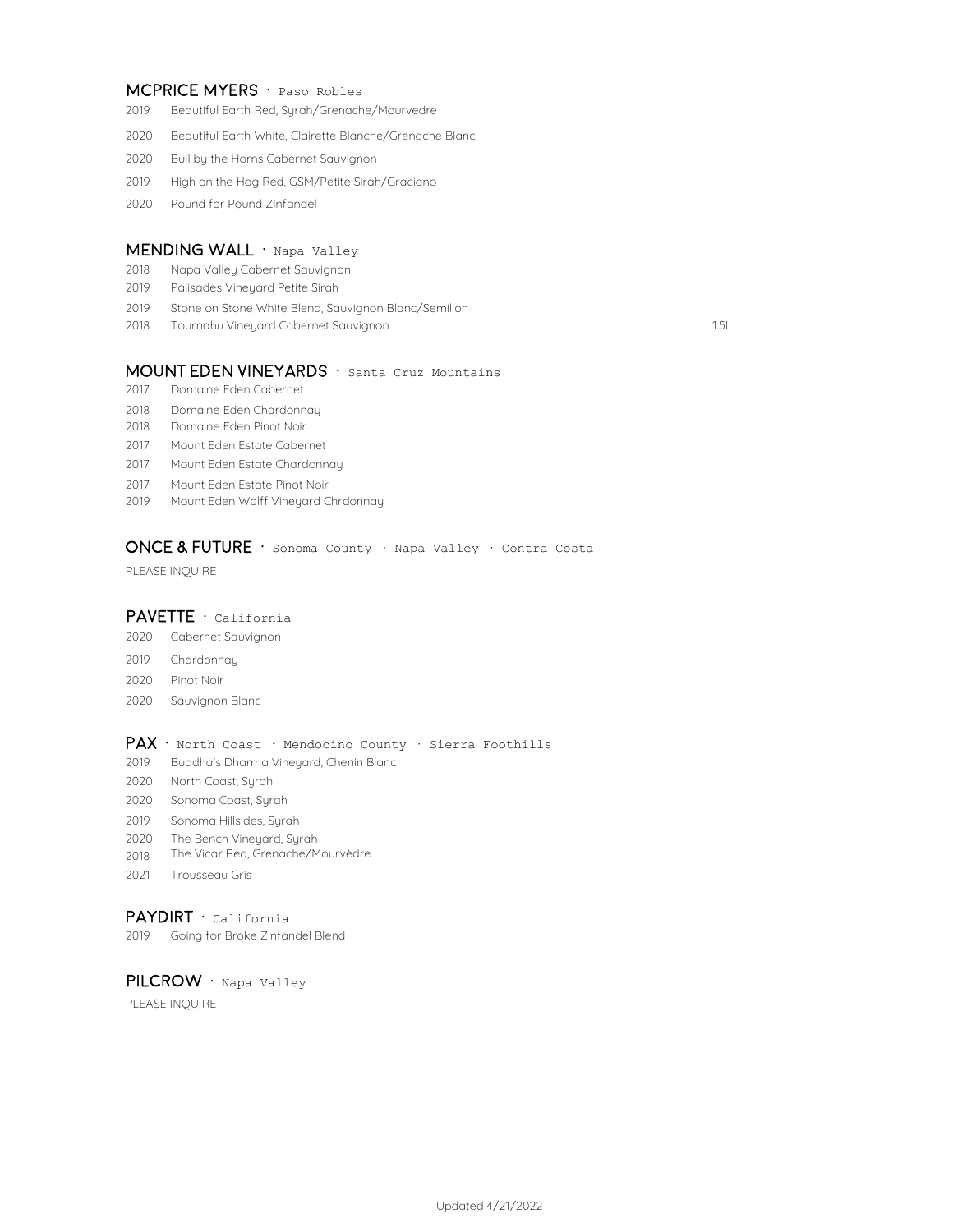## MCPRICE MYERS · Paso Robles

2019 Beautiful Earth Red, Syrah/Grenache/Mourvedre

2020 Beautiful Earth White, Clairette Blanche/Grenache Blanc

2020 Bull by the Horns Cabernet Sauvignon

2019 High on the Hog Red, GSM/Petite Sirah/Graciano

2020 Pound for Pound Zinfandel

## MENDING WALL · Napa Valley

2018 Napa Valley Cabernet Sauvignon

2019 Palisades Vineyard Petite Sirah

2019 Stone on Stone White Blend, Sauvignon Blanc/Semillon

2018 Tournahu Vineyard Cabernet Sauvignon 1.5L

## MOUNT EDEN VINEYARDS · Santa Cruz Mountains

2017 Domaine Eden Cabernet

2018 Domaine Eden Chardonnay

2018 Domaine Eden Pinot Noir

2017 Mount Eden Estate Cabernet

2017 Mount Eden Estate Chardonnay

2017 Mount Eden Estate Pinot Noir

2019 Mount Eden Wolff Vineyard Chrdonnay

## ONCE & FUTURE · Sonoma County · Napa Valley · Contra Costa

PLEASE INQUIRE

## PAVETTE · California

2020 Cabernet Sauvignon

2019 Chardonnay

2020 Pinot Noir

2020 Sauvignon Blanc

## PAX · North Coast · Mendocino County · Sierra Foothills

2019 Buddha's Dharma Vineyard, Chenin Blanc

2020 North Coast, Syrah

2020 Sonoma Coast, Syrah

2019 Sonoma Hillsides, Syrah

2020 The Bench Vineyard, Syrah

2018 The Vicar Red, Grenache/Mourvèdre

2021 Trousseau Gris

## PAYDIRT · California

2019 Going for Broke Zinfandel Blend

## PILCROW · Napa Valley

PLEASE INQUIRE

Updated 4/21/2022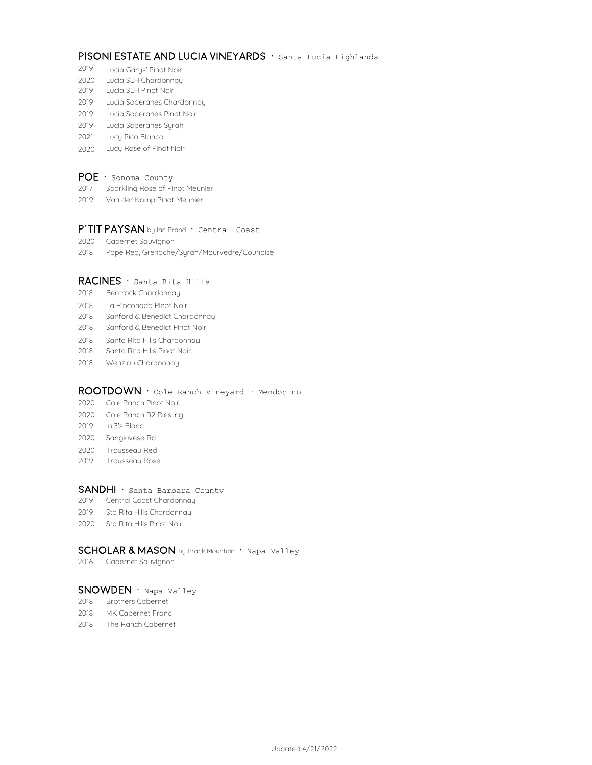## PISONI ESTATE AND LUCIA VINEYARDS · Santa Lucia Highlands

2019 Lucia Garys' Pinot Noir
2020 Lucia SLH Chardonnay
2019 Lucia SLH Pinot Noir
2019 Lucia Soberanes Chardonnay
2019 Lucia Soberanes Pinot Noir
2019 Lucia Soberanes Syrah
2021 Lucy Pico Blanco
2020 Lucy Rosé of Pinot Noir

## POE · Sonoma County

2017 Sparkling Rose of Pinot Meunier
2019 Van der Kamp Pinot Meunier

## P'TIT PAYSAN by Ian Brand · Central Coast

2020 Cabernet Sauvignon
2018 Pape Red, Grenache/Syrah/Mourvedre/Counoise

## RACINES · Santa Rita Hills

2018 Bentrock Chardonnay
2018 La Rinconada Pinot Noir
2018 Sanford & Benedict Chardonnay
2018 Sanford & Benedict Pinot Noir
2018 Santa Rita Hills Chardonnay
2018 Santa Rita Hills Pinot Noir
2018 Wenzlau Chardonnay

## ROOTDOWN · Cole Ranch Vineyard · Mendocino

2020 Cole Ranch Pinot Noir
2020 Cole Ranch R2 Riesling
2019 In 3's Blanc
2020 Sangiuvese Rd
2020 Trousseau Red
2019 Trousseau Rose

## SANDHI · Santa Barbara County

2019 Central Coast Chardonnay
2019 Sta Rita Hills Chardonnay
2020 Sta Rita Hills Pinot Noir

## SCHOLAR & MASON by Brack Mountain · Napa Valley

2016 Cabernet Sauvignon

## SNOWDEN · Napa Valley

2018 Brothers Cabernet
2018 MK Cabernet Franc
2018 The Ranch Cabernet

Updated 4/21/2022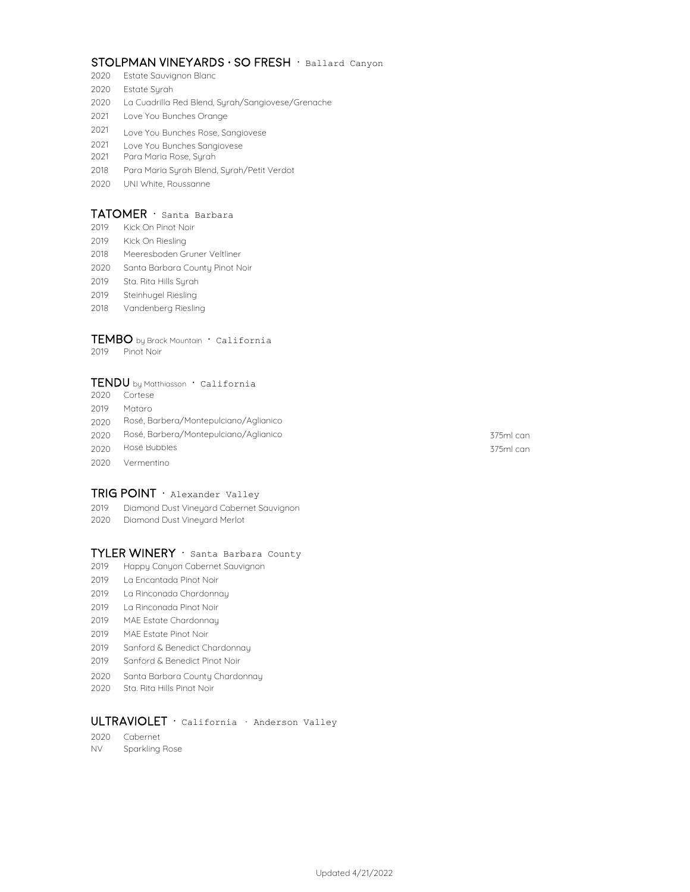## STOLPMAN VINEYARDS · SO FRESH · Ballard Canyon

2020 Estate Sauvignon Blanc
2020 Estate Syrah
2020 La Cuadrilla Red Blend, Syrah/Sangiovese/Grenache
2021 Love You Bunches Orange
2021 Love You Bunches Rose, Sangiovese
2021 Love You Bunches Sangiovese
2021 Para Maria Rose, Syrah
2018 Para Maria Syrah Blend, Syrah/Petit Verdot
2020 UNI White, Roussanne

## TATOMER · Santa Barbara

2019 Kick On Pinot Noir
2019 Kick On Riesling
2018 Meeresboden Gruner Veltliner
2020 Santa Barbara County Pinot Noir
2019 Sta. Rita Hills Syrah
2019 Steinhugel Riesling
2018 Vandenberg Riesling

## TEMBO by Brack Mountain · California

2019 Pinot Noir

## TENDU by Matthiasson · California

2020 Cortese
2019 Mataro
2020 Rosé, Barbera/Montepulciano/Aglianico
2020 Rosé, Barbera/Montepulciano/Aglianico 375ml can
2020 Rosé Bubbles 375ml can
2020 Vermentino

## TRIG POINT · Alexander Valley

2019 Diamond Dust Vineyard Cabernet Sauvignon
2020 Diamond Dust Vineyard Merlot

## TYLER WINERY · Santa Barbara County

2019 Happy Canyon Cabernet Sauvignon
2019 La Encantada Pinot Noir
2019 La Rinconada Chardonnay
2019 La Rinconada Pinot Noir
2019 MAE Estate Chardonnay
2019 MAE Estate Pinot Noir
2019 Sanford & Benedict Chardonnay
2019 Sanford & Benedict Pinot Noir
2020 Santa Barbara County Chardonnay
2020 Sta. Rita Hills Pinot Noir

## ULTRAVIOLET · California · Anderson Valley

2020 Cabernet
NV Sparkling Rose

Updated 4/21/2022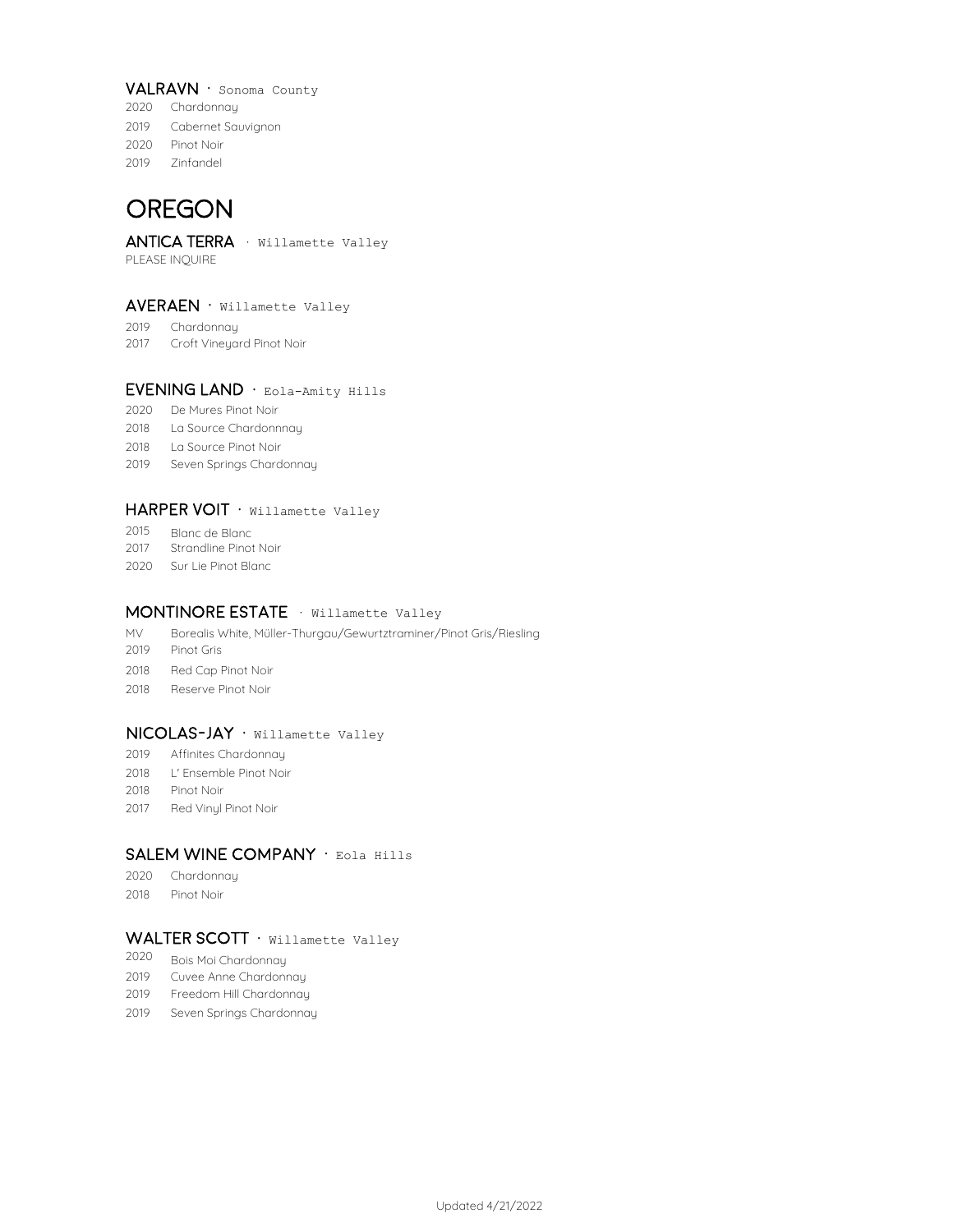### VALRAVN · Sonoma County

2020 Chardonnay
2019 Cabernet Sauvignon
2020 Pinot Noir
2019 Zinfandel

# OREGON

### ANTICA TERRA · Willamette Valley

PLEASE INQUIRE

### AVERAEN · Willamette Valley

2019 Chardonnay
2017 Croft Vineyard Pinot Noir

### EVENING LAND · Eola-Amity Hills

2020 De Mures Pinot Noir
2018 La Source Chardonnnay
2018 La Source Pinot Noir
2019 Seven Springs Chardonnay

### HARPER VOIT · Willamette Valley

2015 Blanc de Blanc
2017 Strandline Pinot Noir
2020 Sur Lie Pinot Blanc

### MONTINORE ESTATE · Willamette Valley

MV Borealis White, Müller-Thurgau/Gewurtztraminer/Pinot Gris/Riesling
2019 Pinot Gris
2018 Red Cap Pinot Noir
2018 Reserve Pinot Noir

### NICOLAS-JAY · Willamette Valley

2019 Affinites Chardonnay
2018 L' Ensemble Pinot Noir
2018 Pinot Noir
2017 Red Vinyl Pinot Noir

### SALEM WINE COMPANY · Eola Hills

2020 Chardonnay
2018 Pinot Noir

### WALTER SCOTT · Willamette Valley

2020 Bois Moi Chardonnay
2019 Cuvee Anne Chardonnay
2019 Freedom Hill Chardonnay
2019 Seven Springs Chardonnay

Updated 4/21/2022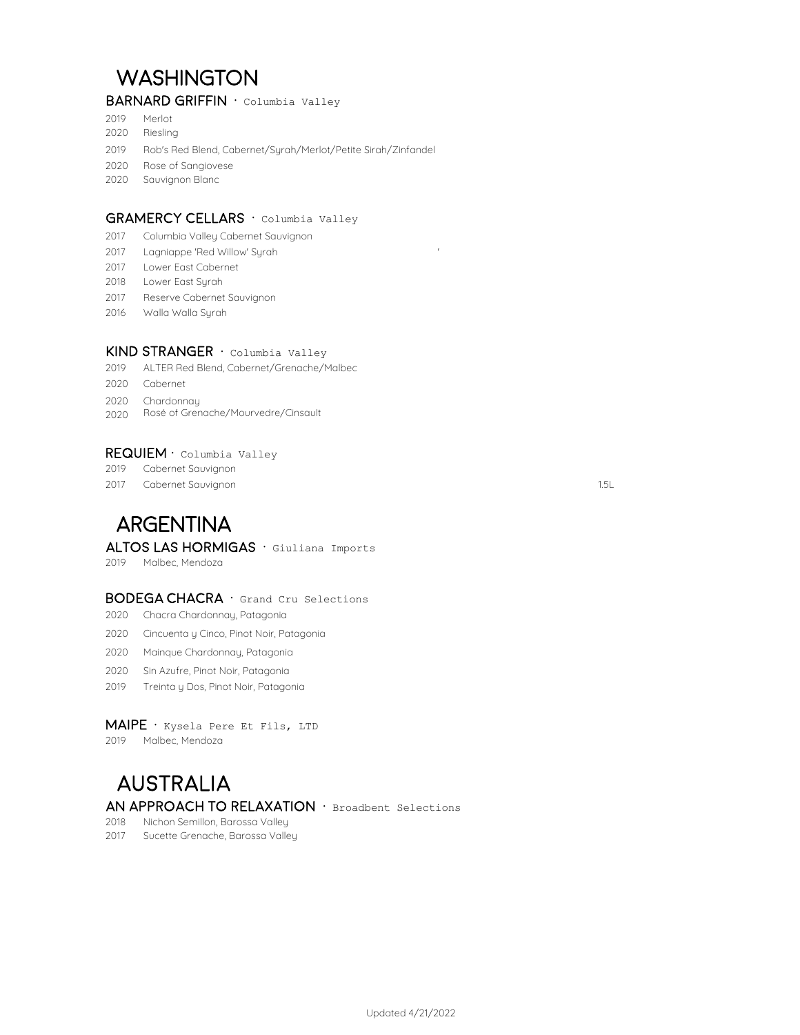# WASHINGTON

### BARNARD GRIFFIN · Columbia Valley

2019 Merlot
2020 Riesling
2019 Rob's Red Blend, Cabernet/Syrah/Merlot/Petite Sirah/Zinfandel
2020 Rose of Sangiovese
2020 Sauvignon Blanc

### GRAMERCY CELLARS · Columbia Valley

2017 Columbia Valley Cabernet Sauvignon
2017 Lagniappe 'Red Willow' Syrah
2017 Lower East Cabernet
2018 Lower East Syrah
2017 Reserve Cabernet Sauvignon
2016 Walla Walla Syrah

### KIND STRANGER · Columbia Valley

2019 ALTER Red Blend, Cabernet/Grenache/Malbec
2020 Cabernet
2020 Chardonnay
2020 Rosé of Grenache/Mourvedre/Cinsault

### REQUIEM · Columbia Valley

2019 Cabernet Sauvignon
2017 Cabernet Sauvignon 1.5L

# ARGENTINA

### ALTOS LAS HORMIGAS · Giuliana Imports

2019 Malbec, Mendoza

### BODEGA CHACRA · Grand Cru Selections

2020 Chacra Chardonnay, Patagonia
2020 Cincuenta y Cinco, Pinot Noir, Patagonia
2020 Mainque Chardonnay, Patagonia
2020 Sin Azufre, Pinot Noir, Patagonia
2019 Treinta y Dos, Pinot Noir, Patagonia

### MAIPE · Kysela Pere Et Fils, LTD

2019 Malbec, Mendoza

# AUSTRALIA

### AN APPROACH TO RELAXATION · Broadbent Selections

2018 Nichon Semillon, Barossa Valley
2017 Sucette Grenache, Barossa Valley

Updated 4/21/2022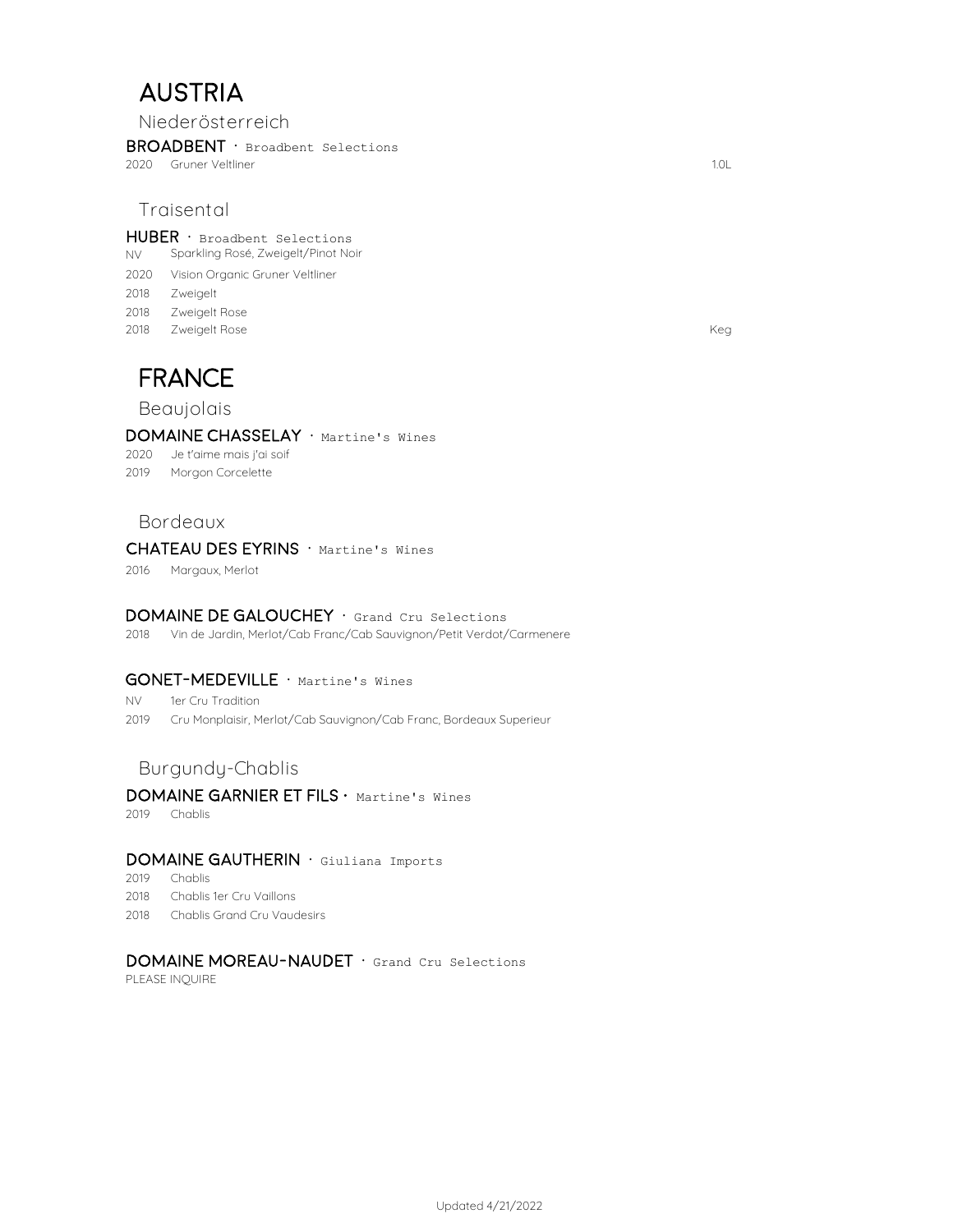# AUSTRIA

## Niederösterreich

**BROADBENT** · Broadbent Selections

2020 Gruner Veltliner 1.0L

## Traisental

**HUBER** · Broadbent Selections

NV Sparkling Rosé, Zweigelt/Pinot Noir

2020 Vision Organic Gruner Veltliner

2018 Zweigelt

2018 Zweigelt Rose

2018 Zweigelt Rose Keg

# FRANCE

## Beaujolais

**DOMAINE CHASSELAY** · Martine's Wines

2020 Je t'aime mais j'ai soif

2019 Morgon Corcelette

## Bordeaux

**CHATEAU DES EYRINS** · Martine's Wines

2016 Margaux, Merlot

**DOMAINE DE GALOUCHEY** · Grand Cru Selections

2018 Vin de Jardin, Merlot/Cab Franc/Cab Sauvignon/Petit Verdot/Carmenere

**GONET-MEDEVILLE** · Martine's Wines

NV 1er Cru Tradition

2019 Cru Monplaisir, Merlot/Cab Sauvignon/Cab Franc, Bordeaux Superieur

## Burgundy-Chablis

**DOMAINE GARNIER ET FILS** · Martine's Wines

2019 Chablis

**DOMAINE GAUTHERIN** · Giuliana Imports

2019 Chablis

2018 Chablis 1er Cru Vaillons

2018 Chablis Grand Cru Vaudesirs

**DOMAINE MOREAU-NAUDET** · Grand Cru Selections

PLEASE INQUIRE

Updated 4/21/2022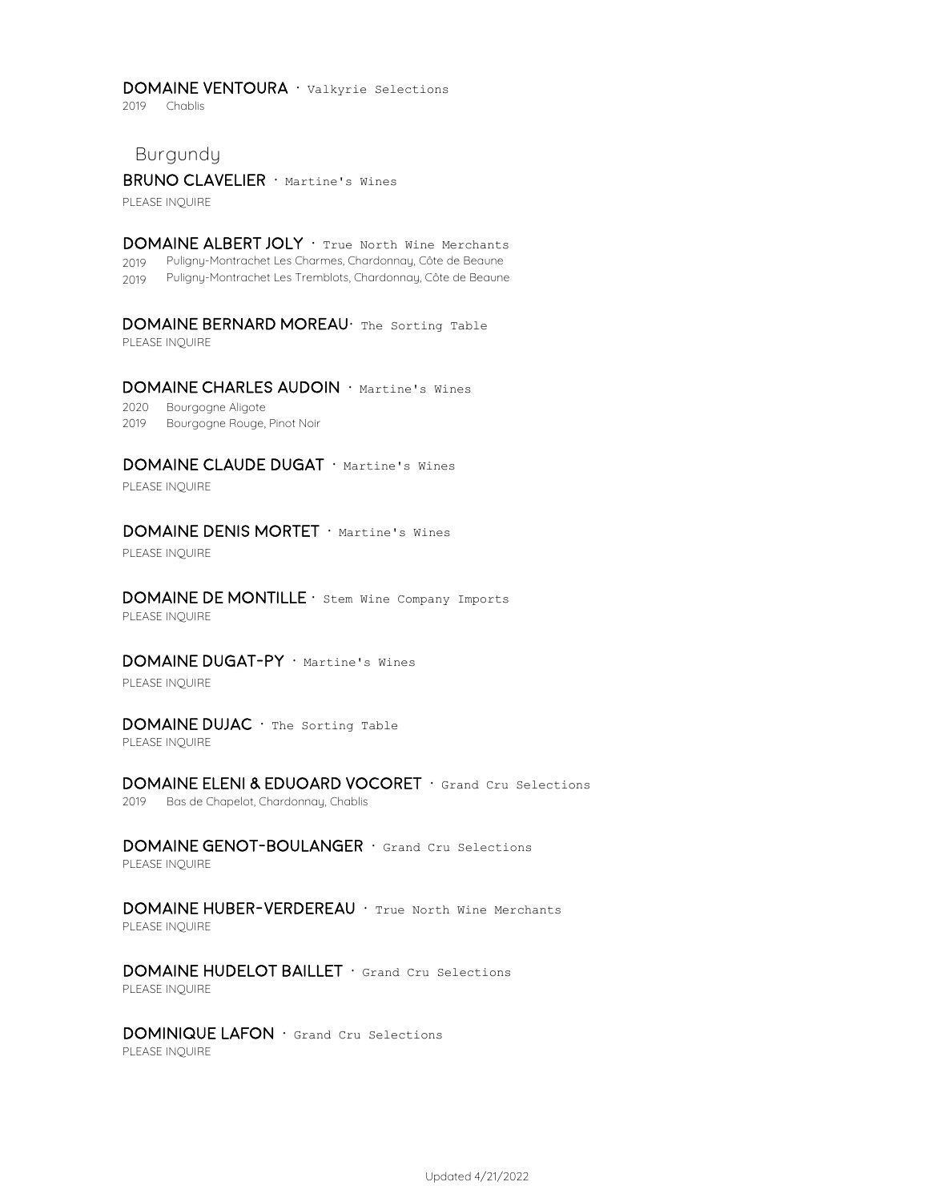**DOMAINE VENTOURA** · Valkyrie Selections

2019 Chablis

## Burgundy

**BRUNO CLAVELIER** · Martine's Wines

PLEASE INQUIRE

**DOMAINE ALBERT JOLY** · True North Wine Merchants

2019 Puligny-Montrachet Les Charmes, Chardonnay, Côte de Beaune

2019 Puligny-Montrachet Les Tremblots, Chardonnay, Côte de Beaune

**DOMAINE BERNARD MOREAU** · The Sorting Table

PLEASE INQUIRE

**DOMAINE CHARLES AUDOIN** · Martine's Wines

2020 Bourgogne Aligote

2019 Bourgogne Rouge, Pinot Noir

**DOMAINE CLAUDE DUGAT** · Martine's Wines

PLEASE INQUIRE

**DOMAINE DENIS MORTET** · Martine's Wines

PLEASE INQUIRE

**DOMAINE DE MONTILLE** · Stem Wine Company Imports

PLEASE INQUIRE

**DOMAINE DUGAT-PY** · Martine's Wines

PLEASE INQUIRE

**DOMAINE DUJAC** · The Sorting Table

PLEASE INQUIRE

**DOMAINE ELENI & EDUOARD VOCORET** · Grand Cru Selections

2019 Bas de Chapelot, Chardonnay, Chablis

**DOMAINE GENOT-BOULANGER** · Grand Cru Selections

PLEASE INQUIRE

**DOMAINE HUBER-VERDEREAU** · True North Wine Merchants

PLEASE INQUIRE

**DOMAINE HUDELOT BAILLET** · Grand Cru Selections

PLEASE INQUIRE

**DOMINIQUE LAFON** · Grand Cru Selections

PLEASE INQUIRE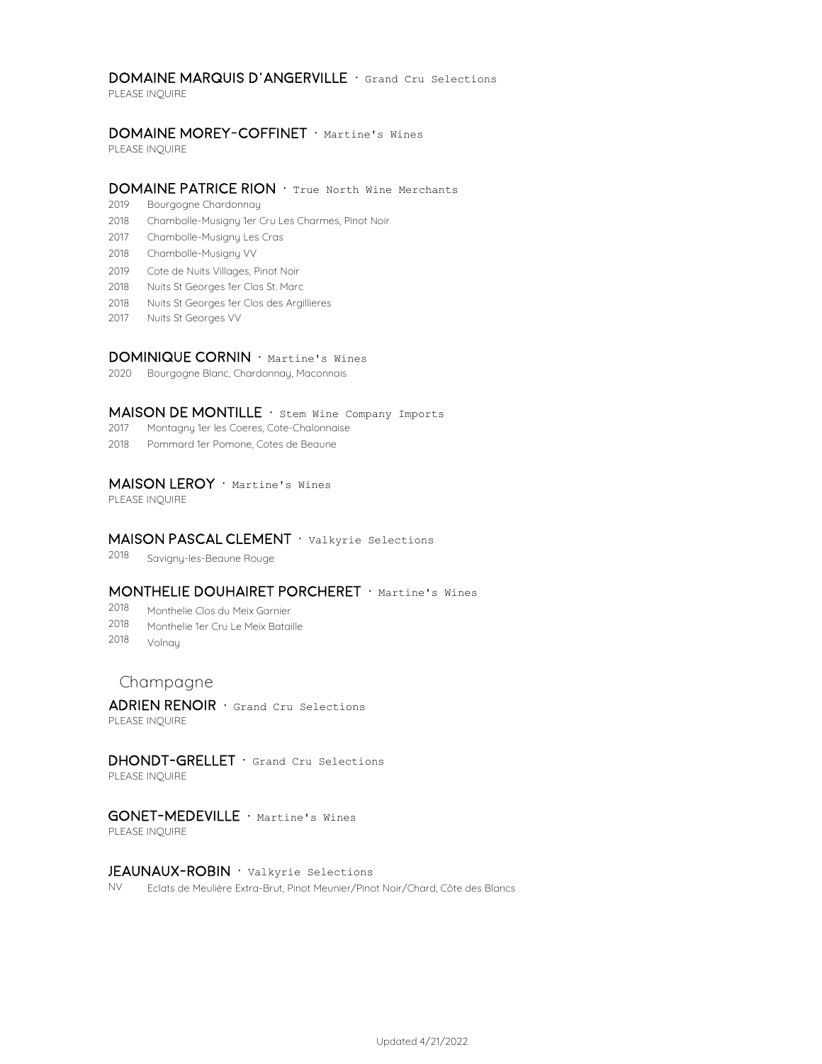### DOMAINE MARQUIS D'ANGERVILLE · Grand Cru Selections

PLEASE INQUIRE

### DOMAINE MOREY-COFFINET · Martine's Wines

PLEASE INQUIRE

### DOMAINE PATRICE RION · True North Wine Merchants

2019 Bourgogne Chardonnay
2018 Chambolle-Musigny 1er Cru Les Charmes, Pinot Noir
2017 Chambolle-Musigny Les Cras
2018 Chambolle-Musigny VV
2019 Cote de Nuits Villages, Pinot Noir
2018 Nuits St Georges 1er Clos St. Marc
2018 Nuits St Georges 1er Clos des Argillieres
2017 Nuits St Georges VV

### DOMINIQUE CORNIN · Martine's Wines

2020 Bourgogne Blanc, Chardonnay, Maconnais

### MAISON DE MONTILLE · Stem Wine Company Imports

2017 Montagny 1er les Coeres, Cote-Chalonnaise
2018 Pommard 1er Pomone, Cotes de Beaune

### MAISON LEROY · Martine's Wines

PLEASE INQUIRE

### MAISON PASCAL CLEMENT · Valkyrie Selections

2018 Savigny-les-Beaune Rouge

### MONTHELIE DOUHAIRET PORCHERET · Martine's Wines

2018 Monthelie Clos du Meix Garnier
2018 Monthelie 1er Cru Le Meix Bataille
2018 Volnay

## Champagne

### ADRIEN RENOIR · Grand Cru Selections

PLEASE INQUIRE

### DHONDT-GRELLET · Grand Cru Selections

PLEASE INQUIRE

### GONET-MEDEVILLE · Martine's Wines

PLEASE INQUIRE

### JEAUNAUX-ROBIN · Valkyrie Selections

NV Eclats de Meulière Extra-Brut, Pinot Meunier/Pinot Noir/Chard, Côte des Blancs

Updated 4/21/2022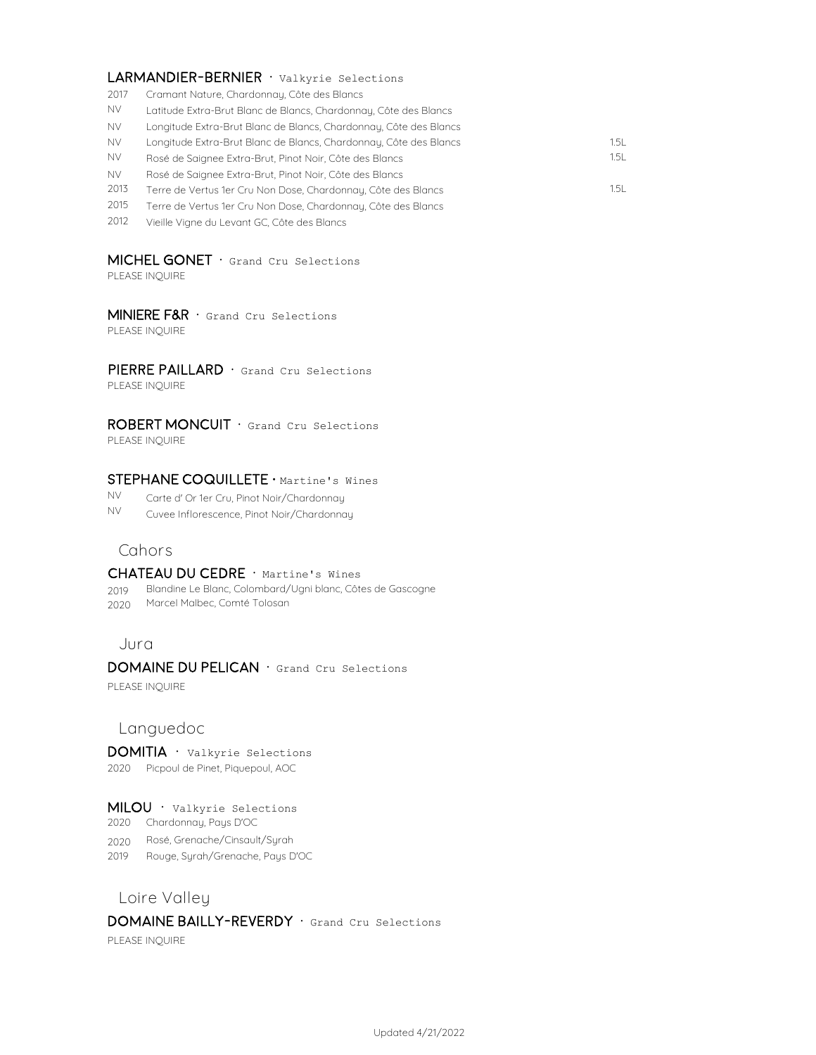### LARMANDIER-BERNIER · Valkyrie Selections

| | | |
|---|---|---|
| 2017 | Cramant Nature, Chardonnay, Côte des Blancs | |
| NV | Latitude Extra-Brut Blanc de Blancs, Chardonnay, Côte des Blancs | |
| NV | Longitude Extra-Brut Blanc de Blancs, Chardonnay, Côte des Blancs | |
| NV | Longitude Extra-Brut Blanc de Blancs, Chardonnay, Côte des Blancs | 1.5L |
| NV | Rosé de Saignee Extra-Brut, Pinot Noir, Côte des Blancs | 1.5L |
| NV | Rosé de Saignee Extra-Brut, Pinot Noir, Côte des Blancs | |
| 2013 | Terre de Vertus 1er Cru Non Dose, Chardonnay, Côte des Blancs | 1.5L |
| 2015 | Terre de Vertus 1er Cru Non Dose, Chardonnay, Côte des Blancs | |
| 2012 | Vieille Vigne du Levant GC, Côte des Blancs | |

### MICHEL GONET · Grand Cru Selections

PLEASE INQUIRE

### MINIERE F&R · Grand Cru Selections

PLEASE INQUIRE

### PIERRE PAILLARD · Grand Cru Selections

PLEASE INQUIRE

### ROBERT MONCUIT · Grand Cru Selections

PLEASE INQUIRE

### STEPHANE COQUILLETE · Martine's Wines

| | |
|---|---|
| NV | Carte d' Or 1er Cru, Pinot Noir/Chardonnay |
| NV | Cuvee Inflorescence, Pinot Noir/Chardonnay |

## Cahors

### CHATEAU DU CEDRE · Martine's Wines

| | |
|---|---|
| 2019 | Blandine Le Blanc, Colombard/Ugni blanc, Côtes de Gascogne |
| 2020 | Marcel Malbec, Comté Tolosan |

## Jura

### DOMAINE DU PELICAN · Grand Cru Selections

PLEASE INQUIRE

## Languedoc

### DOMITIA · Valkyrie Selections

| | |
|---|---|
| 2020 | Picpoul de Pinet, Piquepoul, AOC |

### MILOU · Valkyrie Selections

| | |
|---|---|
| 2020 | Chardonnay, Pays D'OC |
| 2020 | Rosé, Grenache/Cinsault/Syrah |
| 2019 | Rouge, Syrah/Grenache, Pays D'OC |

## Loire Valley

### DOMAINE BAILLY-REVERDY · Grand Cru Selections

PLEASE INQUIRE

Updated 4/21/2022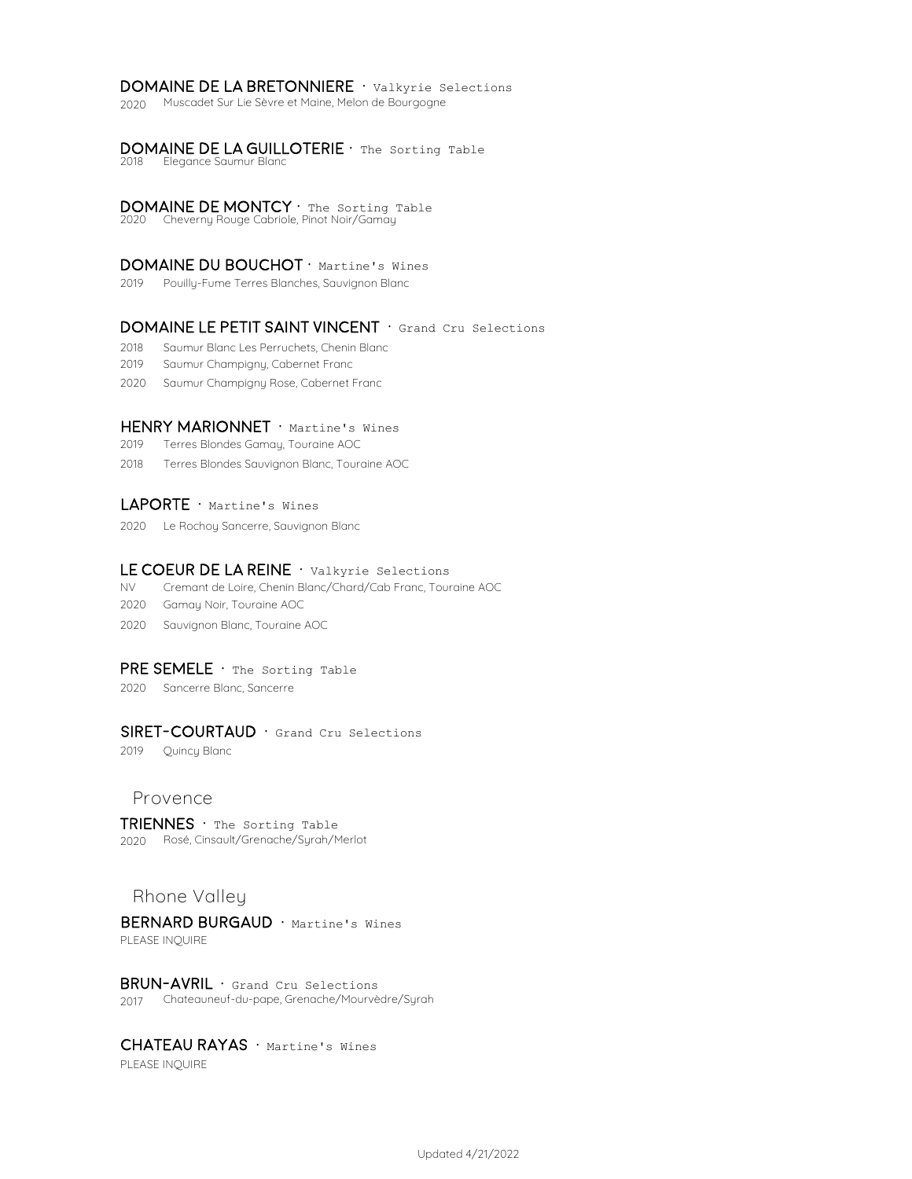**DOMAINE DE LA BRETONNIERE** · Valkyrie Selections

2020 Muscadet Sur Lie Sèvre et Maine, Melon de Bourgogne

**DOMAINE DE LA GUILLOTERIE** · The Sorting Table

2018 Elegance Saumur Blanc

**DOMAINE DE MONTCY** · The Sorting Table

2020 Cheverny Rouge Cabriole, Pinot Noir/Gamay

**DOMAINE DU BOUCHOT** · Martine's Wines

2019 Pouilly-Fume Terres Blanches, Sauvignon Blanc

**DOMAINE LE PETIT SAINT VINCENT** · Grand Cru Selections

2018 Saumur Blanc Les Perruchets, Chenin Blanc

2019 Saumur Champigny, Cabernet Franc

2020 Saumur Champigny Rose, Cabernet Franc

**HENRY MARIONNET** · Martine's Wines

2019 Terres Blondes Gamay, Touraine AOC

2018 Terres Blondes Sauvignon Blanc, Touraine AOC

**LAPORTE** · Martine's Wines

2020 Le Rochoy Sancerre, Sauvignon Blanc

**LE COEUR DE LA REINE** · Valkyrie Selections

NV Cremant de Loire, Chenin Blanc/Chard/Cab Franc, Touraine AOC

2020 Gamay Noir, Touraine AOC

2020 Sauvignon Blanc, Touraine AOC

**PRE SEMELE** · The Sorting Table

2020 Sancerre Blanc, Sancerre

**SIRET-COURTAUD** · Grand Cru Selections

2019 Quincy Blanc

## Provence

**TRIENNES** · The Sorting Table

2020 Rosé, Cinsault/Grenache/Syrah/Merlot

## Rhone Valley

**BERNARD BURGAUD** · Martine's Wines

PLEASE INQUIRE

**BRUN-AVRIL** · Grand Cru Selections

2017 Chateauneuf-du-pape, Grenache/Mourvèdre/Syrah

**CHATEAU RAYAS** · Martine's Wines

PLEASE INQUIRE

Updated 4/21/2022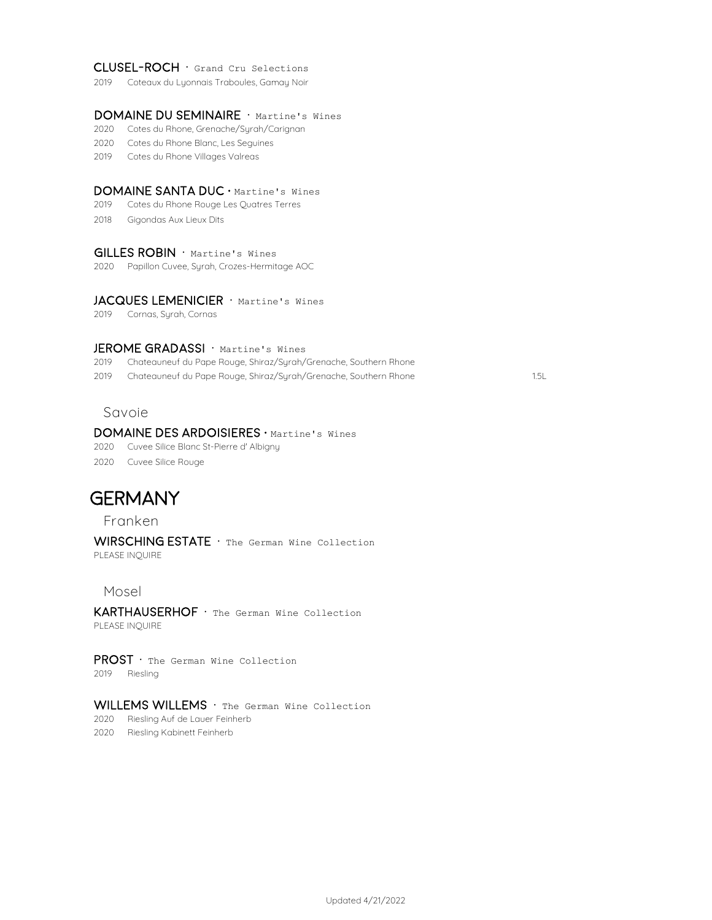**CLUSEL-ROCH** · Grand Cru Selections

2019 Coteaux du Lyonnais Traboules, Gamay Noir

**DOMAINE DU SEMINAIRE** · Martine's Wines

2020 Cotes du Rhone, Grenache/Syrah/Carignan

2020 Cotes du Rhone Blanc, Les Seguines

2019 Cotes du Rhone Villages Valreas

**DOMAINE SANTA DUC** · Martine's Wines

2019 Cotes du Rhone Rouge Les Quatres Terres

2018 Gigondas Aux Lieux Dits

**GILLES ROBIN** · Martine's Wines

2020 Papillon Cuvee, Syrah, Crozes-Hermitage AOC

**JACQUES LEMENICIER** · Martine's Wines

2019 Cornas, Syrah, Cornas

**JEROME GRADASSI** · Martine's Wines

2019 Chateauneuf du Pape Rouge, Shiraz/Syrah/Grenache, Southern Rhone

2019 Chateauneuf du Pape Rouge, Shiraz/Syrah/Grenache, Southern Rhone 1.5L

### Savoie

**DOMAINE DES ARDOISIERES** · Martine's Wines

2020 Cuvee Silice Blanc St-Pierre d' Albigny

2020 Cuvee Silice Rouge

## GERMANY

### Franken

**WIRSCHING ESTATE** · The German Wine Collection

PLEASE INQUIRE

### Mosel

**KARTHAUSERHOF** · The German Wine Collection

PLEASE INQUIRE

**PROST** · The German Wine Collection

2019 Riesling

**WILLEMS WILLEMS** · The German Wine Collection

2020 Riesling Auf de Lauer Feinherb

2020 Riesling Kabinett Feinherb

Updated 4/21/2022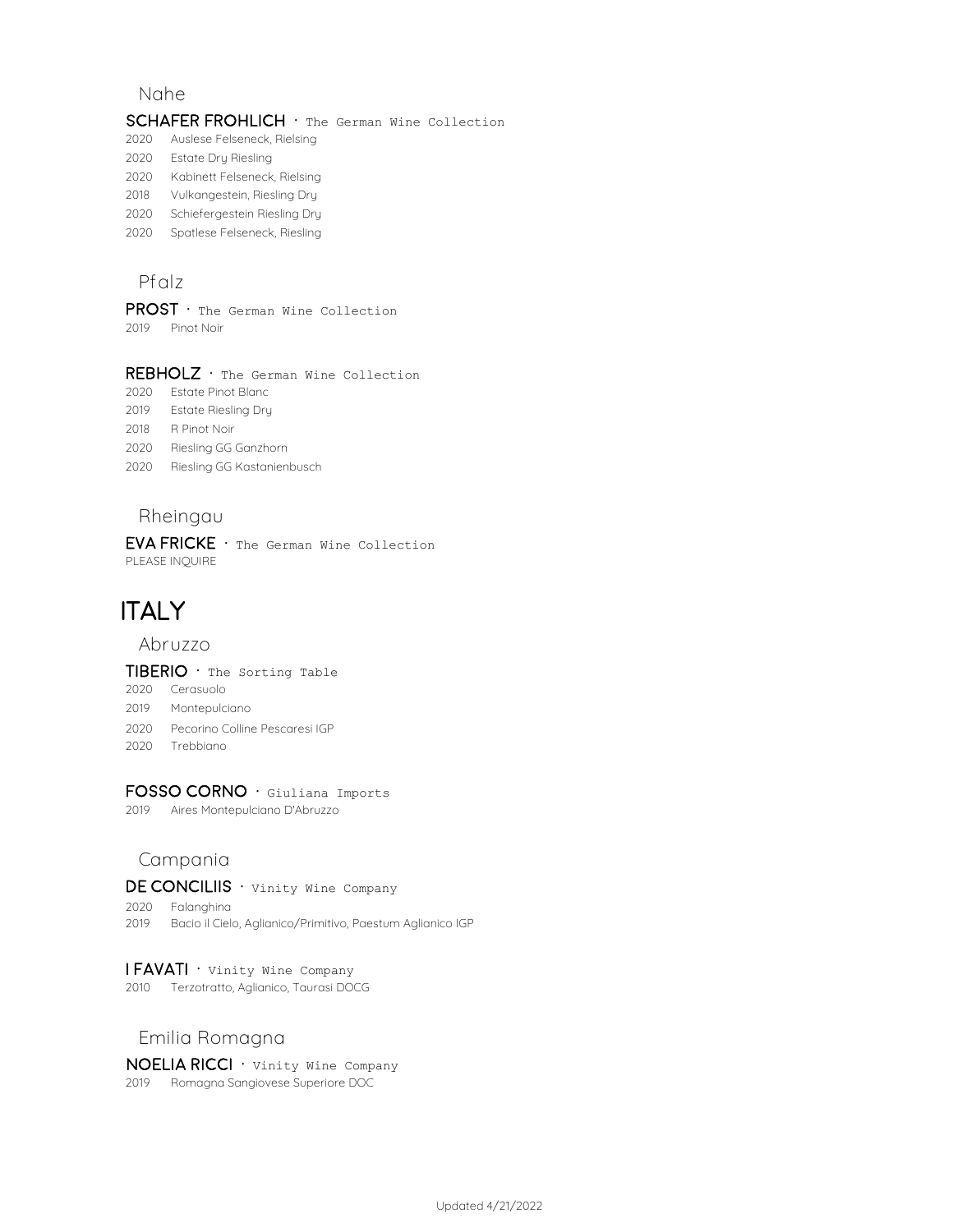## Nahe

**SCHAFER FROHLICH** · The German Wine Collection

2020 Auslese Felseneck, Rielsing
2020 Estate Dry Riesling
2020 Kabinett Felseneck, Rielsing
2018 Vulkangestein, Riesling Dry
2020 Schiefergestein Riesling Dry
2020 Spatlese Felseneck, Riesling

## Pfalz

**PROST** · The German Wine Collection

2019 Pinot Noir

**REBHOLZ** · The German Wine Collection

2020 Estate Pinot Blanc
2019 Estate Riesling Dry
2018 R Pinot Noir
2020 Riesling GG Ganzhorn
2020 Riesling GG Kastanienbusch

## Rheingau

**EVA FRICKE** · The German Wine Collection

PLEASE INQUIRE

# ITALY

## Abruzzo

**TIBERIO** · The Sorting Table

2020 Cerasuolo
2019 Montepulciano
2020 Pecorino Colline Pescaresi IGP
2020 Trebbiano

**FOSSO CORNO** · Giuliana Imports

2019 Aires Montepulciano D'Abruzzo

## Campania

**DE CONCILIIS** · Vinity Wine Company

2020 Falanghina
2019 Bacio il Cielo, Aglianico/Primitivo, Paestum Aglianico IGP

**I FAVATI** · Vinity Wine Company

2010 Terzotratto, Aglianico, Taurasi DOCG

## Emilia Romagna

**NOELIA RICCI** · Vinity Wine Company

2019 Romagna Sangiovese Superiore DOC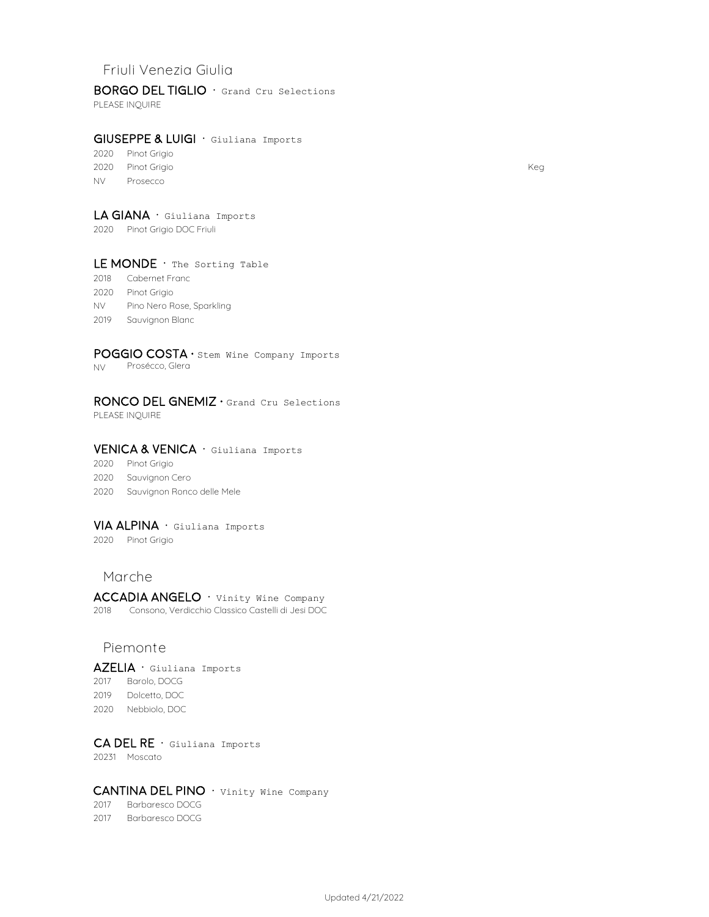## Friuli Venezia Giulia

**BORGO DEL TIGLIO** · Grand Cru Selections

PLEASE INQUIRE

**GIUSEPPE & LUIGI** · Giuliana Imports

2020 Pinot Grigio

2020 Pinot Grigio Keg

NV Prosecco

**LA GIANA** · Giuliana Imports

2020 Pinot Grigio DOC Friuli

**LE MONDE** · The Sorting Table

2018 Cabernet Franc

2020 Pinot Grigio

NV Pino Nero Rose, Sparkling

2019 Sauvignon Blanc

**POGGIO COSTA** · Stem Wine Company Imports

NV Prosécco, Glera

**RONCO DEL GNEMIZ** · Grand Cru Selections

PLEASE INQUIRE

**VENICA & VENICA** · Giuliana Imports

2020 Pinot Grigio

2020 Sauvignon Cero

2020 Sauvignon Ronco delle Mele

**VIA ALPINA** · Giuliana Imports

2020 Pinot Grigio

## Marche

**ACCADIA ANGELO** · Vinity Wine Company

2018 Consono, Verdicchio Classico Castelli di Jesi DOC

## Piemonte

**AZELIA** · Giuliana Imports

2017 Barolo, DOCG

2019 Dolcetto, DOC

2020 Nebbiolo, DOC

**CA DEL RE** · Giuliana Imports

20231 Moscato

**CANTINA DEL PINO** · Vinity Wine Company

2017 Barbaresco DOCG

2017 Barbaresco DOCG

Updated 4/21/2022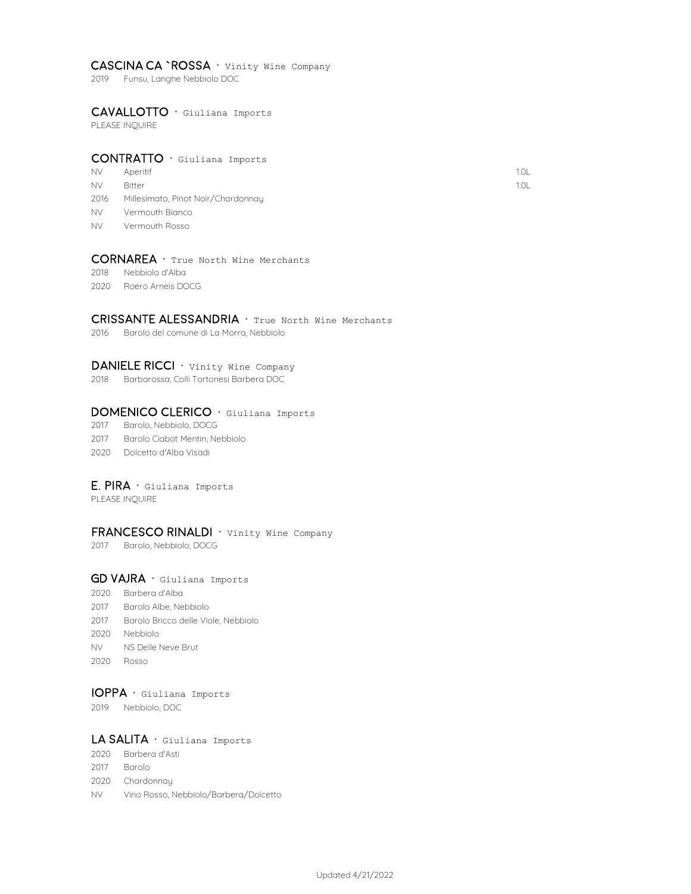### CASCINA CA `ROSSA · Vinity Wine Company

2019 Funsu, Langhe Nebbiolo DOC

### CAVALLOTTO · Giuliana Imports

PLEASE INQUIRE

### CONTRATTO · Giuliana Imports

| | | |
|---|---|---|
| NV | Aperitif | 1.0L |
| NV | Bitter | 1.0L |
| 2016 | Millesimato, Pinot Noir/Chardonnay | |
| NV | Vermouth Bianco | |
| NV | Vermouth Rosso | |

### CORNAREA · True North Wine Merchants

2018 Nebbiolo d'Alba
2020 Roero Arneis DOCG

### CRISSANTE ALESSANDRIA · True North Wine Merchants

2016 Barolo del comune di La Morra, Nebbiolo

### DANIELE RICCI · Vinity Wine Company

2018 Barbarossa, Colli Tortonesi Barbera DOC

### DOMENICO CLERICO · Giuliana Imports

2017 Barolo, Nebbiolo, DOCG
2017 Barolo Ciabot Mentin, Nebbiolo
2020 Dolcetto d'Alba Visadi

### E. PIRA · Giuliana Imports

PLEASE INQUIRE

### FRANCESCO RINALDI · Vinity Wine Company

2017 Barolo, Nebbiolo, DOCG

### GD VAJRA · Giuliana Imports

2020 Barbera d'Alba
2017 Barolo Albe, Nebbiolo
2017 Barolo Bricco delle Viole, Nebbiolo
2020 Nebbiolo
NV NS Delle Neve Brut
2020 Rosso

### IOPPA · Giuliana Imports

2019 Nebbiolo, DOC

### LA SALITA · Giuliana Imports

2020 Barbera d'Asti
2017 Barolo
2020 Chardonnay
NV Vino Rosso, Nebbiolo/Barbera/Dolcetto

Updated 4/21/2022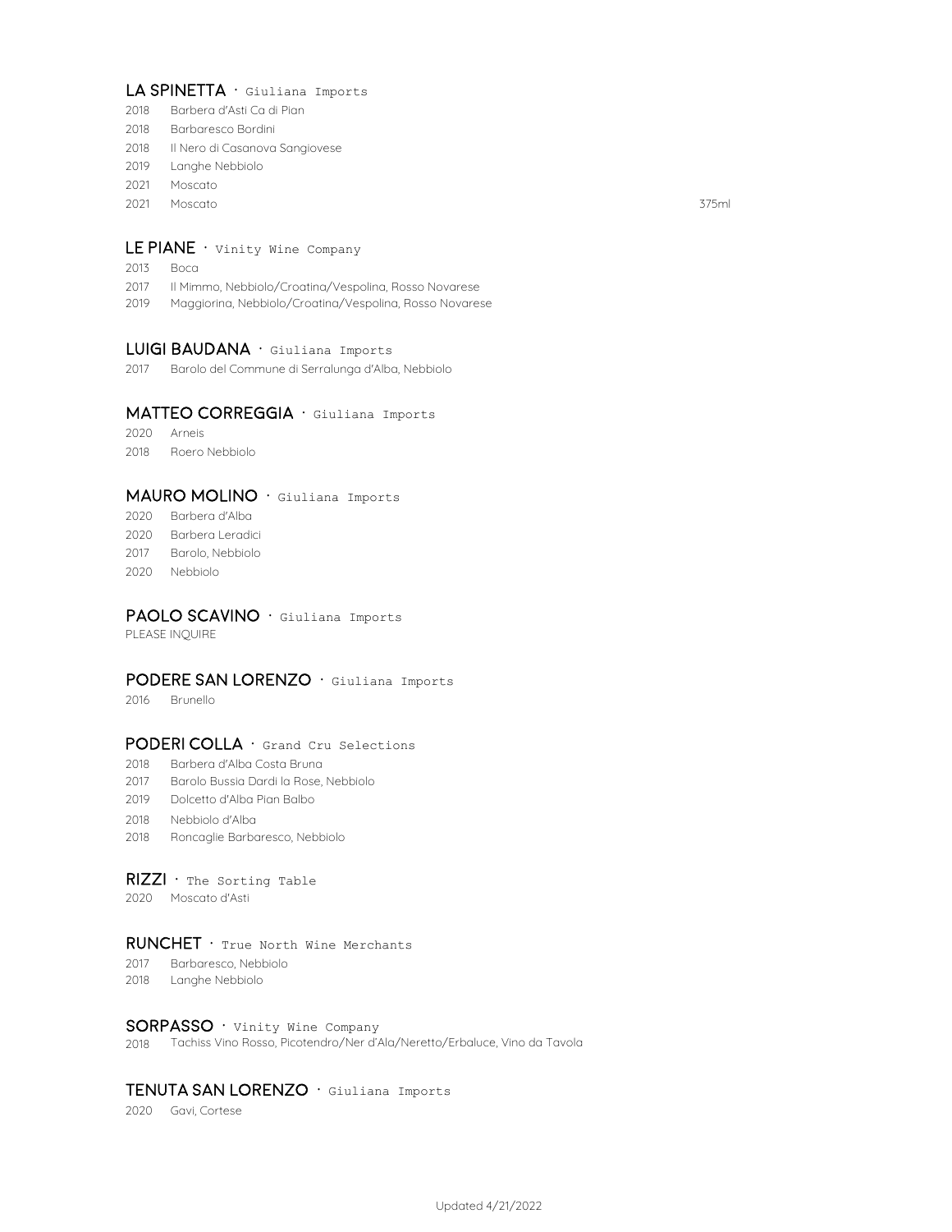## LA SPINETTA · Giuliana Imports

2018 Barbera d'Asti Ca di Pian
2018 Barbaresco Bordini
2018 Il Nero di Casanova Sangiovese
2019 Langhe Nebbiolo
2021 Moscato
2021 Moscato 375ml

## LE PIANE · Vinity Wine Company

2013 Boca
2017 Il Mimmo, Nebbiolo/Croatina/Vespolina, Rosso Novarese
2019 Maggiorina, Nebbiolo/Croatina/Vespolina, Rosso Novarese

## LUIGI BAUDANA · Giuliana Imports

2017 Barolo del Commune di Serralunga d'Alba, Nebbiolo

## MATTEO CORREGGIA · Giuliana Imports

2020 Arneis
2018 Roero Nebbiolo

## MAURO MOLINO · Giuliana Imports

2020 Barbera d'Alba
2020 Barbera Leradici
2017 Barolo, Nebbiolo
2020 Nebbiolo

## PAOLO SCAVINO · Giuliana Imports

PLEASE INQUIRE

## PODERE SAN LORENZO · Giuliana Imports

2016 Brunello

## PODERI COLLA · Grand Cru Selections

2018 Barbera d'Alba Costa Bruna
2017 Barolo Bussia Dardi la Rose, Nebbiolo
2019 Dolcetto d'Alba Pian Balbo
2018 Nebbiolo d'Alba
2018 Roncaglie Barbaresco, Nebbiolo

## RIZZI · The Sorting Table

2020 Moscato d'Asti

## RUNCHET · True North Wine Merchants

2017 Barbaresco, Nebbiolo
2018 Langhe Nebbiolo

## SORPASSO · Vinity Wine Company

2018 Tachiss Vino Rosso, Picotendro/Ner d'Ala/Neretto/Erbaluce, Vino da Tavola

## TENUTA SAN LORENZO · Giuliana Imports

2020 Gavi, Cortese

Updated 4/21/2022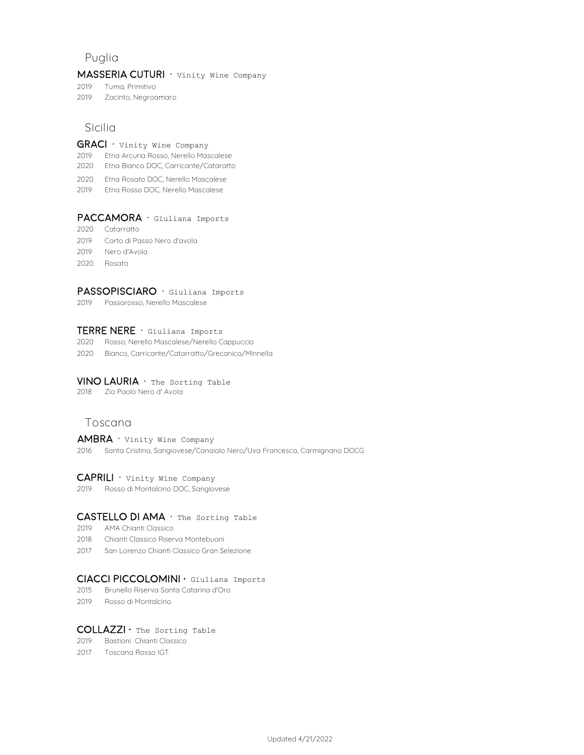## Puglia

**MASSERIA CUTURI** · Vinity Wine Company

2019 Tuma, Primitivo

2019 Zacinto, Negroamaro

## Sicilia

**GRACI** · Vinity Wine Company

2019 Etna Arcuria Rosso, Nerello Mascalese

2020 Etna Bianco DOC, Carricante/Cataratto

2020 Etna Rosato DOC, Nerello Mascalese

2019 Etna Rosso DOC, Nerello Mascalese

**PACCAMORA** · Giuliana Imports

2020 Catarratto

2019 Corto di Passo Nero d'avola

2019 Nero d'Avola

2020 Rosato

**PASSOPISCIARO** · Giuliana Imports

2019 Passorosso, Nerello Mascalese

**TERRE NERE** · Giuliana Imports

2020 Rosso, Nerello Mascalese/Nerello Cappuccio

2020 Bianco, Carricante/Catarratto/Grecanico/Minnella

**VINO LAURIA** · The Sorting Table

2018 Zio Paolo Nero d' Avola

## Toscana

**AMBRA** · Vinity Wine Company

2016 Santa Cristina, Sangiovese/Canaiolo Nero/Uva Francesca, Carmignano DOCG

**CAPRILI** · Vinity Wine Company

2019 Rosso di Montalcino DOC, Sangiovese

**CASTELLO DI AMA** · The Sorting Table

2019 AMA Chianti Classico

2018 Chianti Classico Riserva Montebuoni

2017 San Lorenzo Chianti Classico Gran Selezione

**CIACCI PICCOLOMINI** · Giuliana Imports

2015 Brunello Riserva Santa Catarina d'Oro

2019 Rosso di Montalcino

**COLLAZZI** · The Sorting Table

2019 Bastioni Chianti Classico

2017 Toscana Rosso IGT

Updated 4/21/2022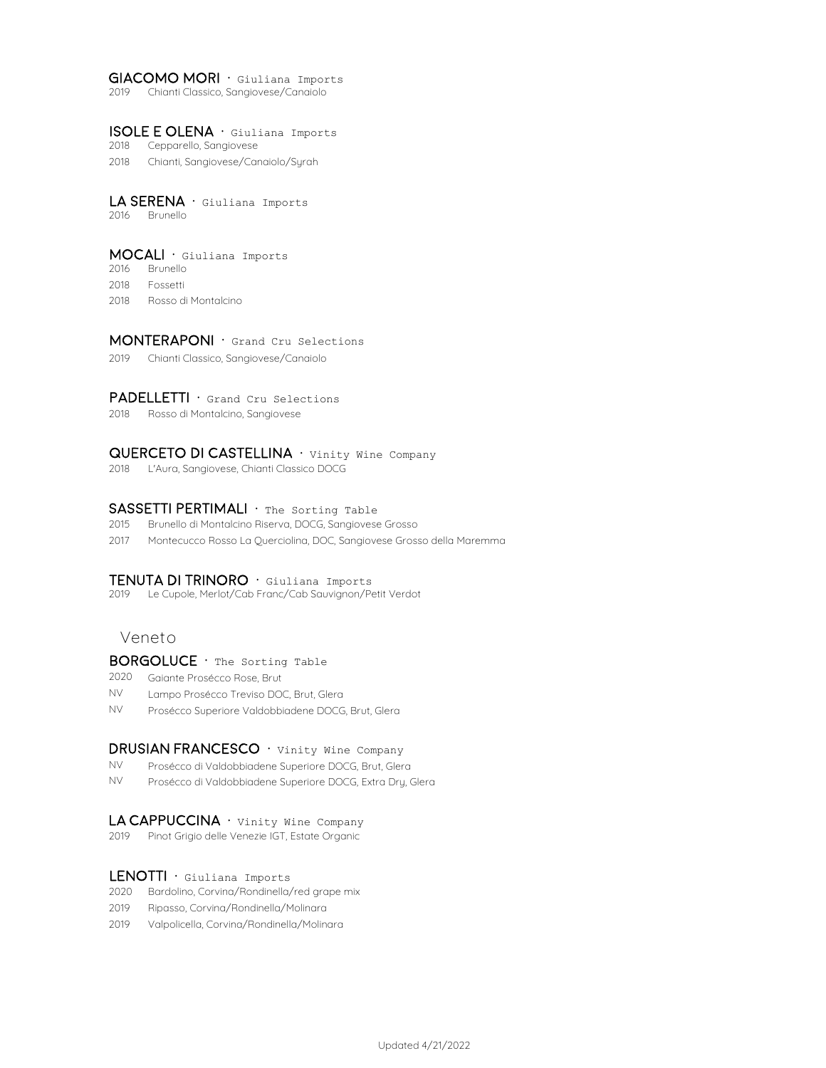### GIACOMO MORI · Giuliana Imports
2019 Chianti Classico, Sangiovese/Canaiolo

### ISOLE E OLENA · Giuliana Imports
2018 Cepparello, Sangiovese

2018 Chianti, Sangiovese/Canaiolo/Syrah

### LA SERENA · Giuliana Imports
2016 Brunello

### MOCALI · Giuliana Imports
2016 Brunello

2018 Fossetti

2018 Rosso di Montalcino

### MONTERAPONI · Grand Cru Selections
2019 Chianti Classico, Sangiovese/Canaiolo

### PADELLETTI · Grand Cru Selections
2018 Rosso di Montalcino, Sangiovese

### QUERCETO DI CASTELLINA · Vinity Wine Company
2018 L'Aura, Sangiovese, Chianti Classico DOCG

### SASSETTI PERTIMALI · The Sorting Table
2015 Brunello di Montalcino Riserva, DOCG, Sangiovese Grosso

2017 Montecucco Rosso La Querciolina, DOC, Sangiovese Grosso della Maremma

### TENUTA DI TRINORO · Giuliana Imports
2019 Le Cupole, Merlot/Cab Franc/Cab Sauvignon/Petit Verdot

## Veneto

### BORGOLUCE · The Sorting Table
2020 Gaiante Prosécco Rose, Brut

NV Lampo Prosécco Treviso DOC, Brut, Glera

NV Prosécco Superiore Valdobbiadene DOCG, Brut, Glera

### DRUSIAN FRANCESCO · Vinity Wine Company
NV Prosécco di Valdobbiadene Superiore DOCG, Brut, Glera

NV Prosécco di Valdobbiadene Superiore DOCG, Extra Dry, Glera

### LA CAPPUCCINA · Vinity Wine Company
2019 Pinot Grigio delle Venezie IGT, Estate Organic

### LENOTTI · Giuliana Imports
2020 Bardolino, Corvina/Rondinella/red grape mix

2019 Ripasso, Corvina/Rondinella/Molinara

2019 Valpolicella, Corvina/Rondinella/Molinara

Updated 4/21/2022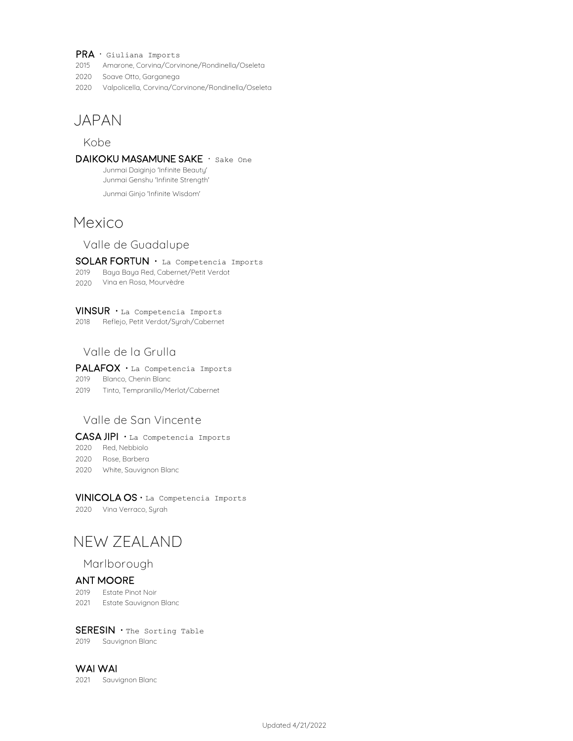**PRA** · Giuliana Imports

2015 Amarone, Corvina/Corvinone/Rondinella/Oseleta
2020 Soave Otto, Garganega
2020 Valpolicella, Corvina/Corvinone/Rondinella/Oseleta

# JAPAN

## Kobe

**DAIKOKU MASAMUNE SAKE** · Sake One

Junmai Daiginjo 'Infinite Beauty'
Junmai Genshu 'Infinite Strength'
Junmai Ginjo 'Infinite Wisdom'

# Mexico

## Valle de Guadalupe

**SOLAR FORTUN** · La Competencia Imports

2019 Baya Baya Red, Cabernet/Petit Verdot
2020 Vina en Rosa, Mourvèdre

**VINSUR** · La Competencia Imports

2018 Reflejo, Petit Verdot/Syrah/Cabernet

## Valle de la Grulla

**PALAFOX** · La Competencia Imports

2019 Blanco, Chenin Blanc
2019 Tinto, Tempranillo/Merlot/Cabernet

## Valle de San Vincente

**CASA JIPI** · La Competencia Imports

2020 Red, Nebbiolo
2020 Rose, Barbera
2020 White, Sauvignon Blanc

**VINICOLA OS** · La Competencia Imports

2020 Vina Verraco, Syrah

# NEW ZEALAND

## Marlborough

**ANT MOORE**

2019 Estate Pinot Noir
2021 Estate Sauvignon Blanc

**SERESIN** · The Sorting Table

2019 Sauvignon Blanc

**WAI WAI**

2021 Sauvignon Blanc

Updated 4/21/2022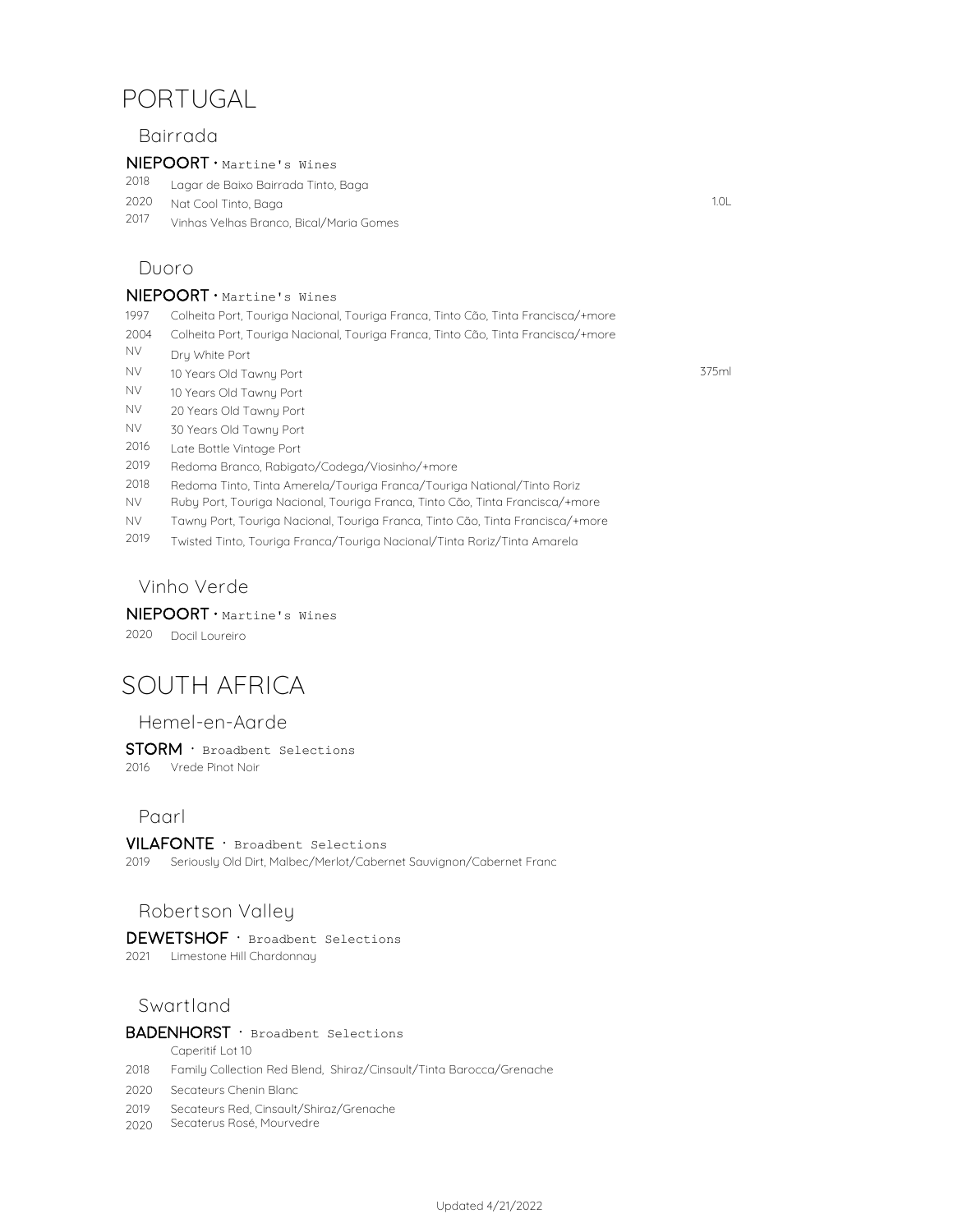# PORTUGAL

## Bairrada

**NIEPOORT** · Martine's Wines

| | | |
|---|---|---|
| 2018 | Lagar de Baixo Bairrada Tinto, Baga | |
| 2020 | Nat Cool Tinto, Baga | 1.0L |
| 2017 | Vinhas Velhas Branco, Bical/Maria Gomes | |

## Duoro

**NIEPOORT** · Martine's Wines

| | | |
|---|---|---|
| 1997 | Colheita Port, Touriga Nacional, Touriga Franca, Tinto Cão, Tinta Francisca/+more | |
| 2004 | Colheita Port, Touriga Nacional, Touriga Franca, Tinto Cão, Tinta Francisca/+more | |
| NV | Dry White Port | |
| NV | 10 Years Old Tawny Port | 375ml |
| NV | 10 Years Old Tawny Port | |
| NV | 20 Years Old Tawny Port | |
| NV | 30 Years Old Tawny Port | |
| 2016 | Late Bottle Vintage Port | |
| 2019 | Redoma Branco, Rabigato/Codega/Viosinho/+more | |
| 2018 | Redoma Tinto, Tinta Amerela/Touriga Franca/Touriga National/Tinto Roriz | |
| NV | Ruby Port, Touriga Nacional, Touriga Franca, Tinto Cão, Tinta Francisca/+more | |
| NV | Tawny Port, Touriga Nacional, Touriga Franca, Tinto Cão, Tinta Francisca/+more | |
| 2019 | Twisted Tinto, Touriga Franca/Touriga Nacional/Tinta Roriz/Tinta Amarela | |

## Vinho Verde

**NIEPOORT** · Martine's Wines

2020 Docil Loureiro

# SOUTH AFRICA

## Hemel-en-Aarde

**STORM** · Broadbent Selections

2016 Vrede Pinot Noir

## Paarl

**VILAFONTE** · Broadbent Selections

2019 Seriously Old Dirt, Malbec/Merlot/Cabernet Sauvignon/Cabernet Franc

## Robertson Valley

**DEWETSHOF** · Broadbent Selections

2021 Limestone Hill Chardonnay

## Swartland

**BADENHORST** · Broadbent Selections

| | |
|---|---|
| | Caperitif Lot 10 |
| 2018 | Family Collection Red Blend, Shiraz/Cinsault/Tinta Barocca/Grenache |
| 2020 | Secateurs Chenin Blanc |
| 2019 | Secateurs Red, Cinsault/Shiraz/Grenache |
| 2020 | Secaterus Rosé, Mourvedre |

Updated 4/21/2022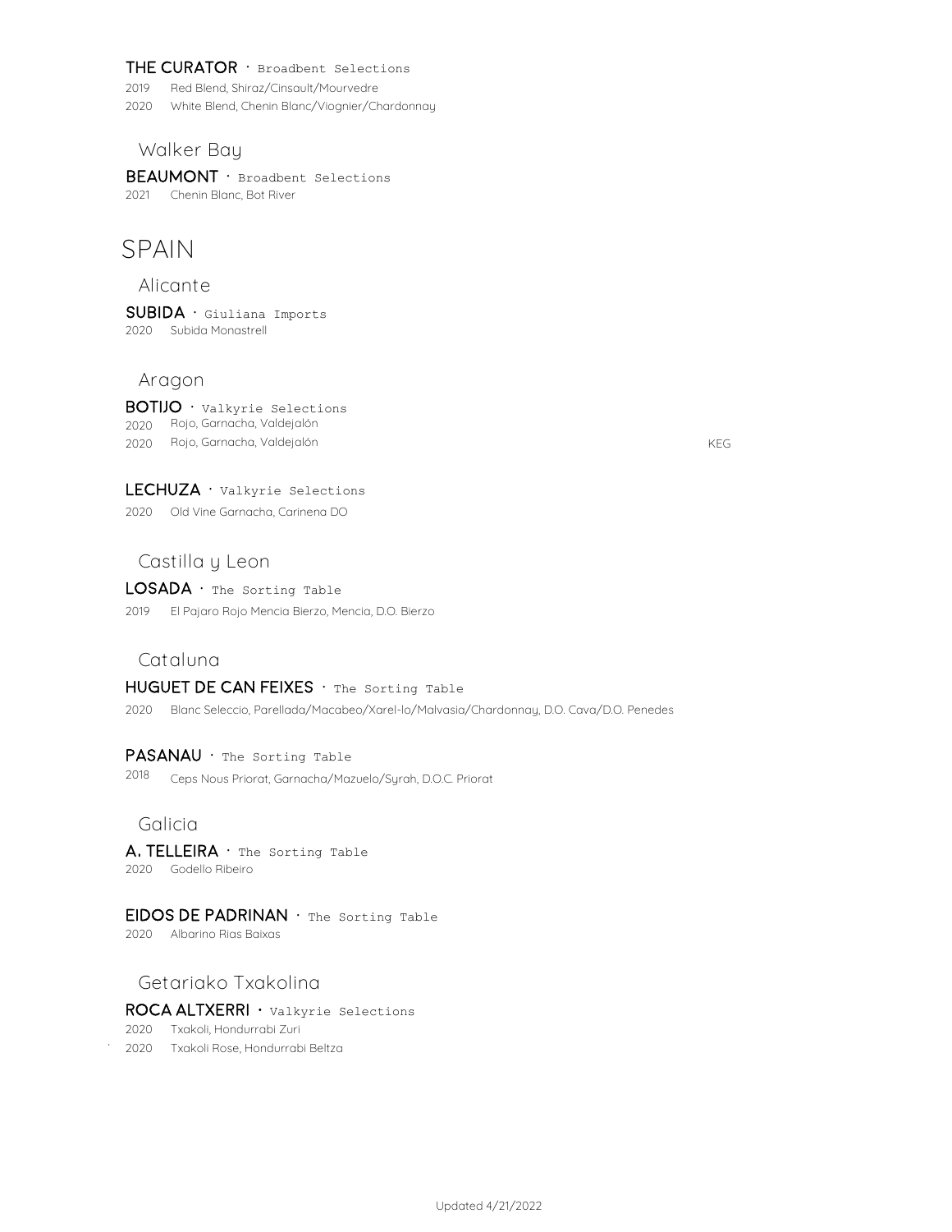**THE CURATOR** · Broadbent Selections

2019 Red Blend, Shiraz/Cinsault/Mourvedre

2020 White Blend, Chenin Blanc/Viognier/Chardonnay

### Walker Bay

**BEAUMONT** · Broadbent Selections

2021 Chenin Blanc, Bot River

# SPAIN

### Alicante

**SUBIDA** · Giuliana Imports

2020 Subida Monastrell

### Aragon

**BOTIJO** · Valkyrie Selections

2020 Rojo, Garnacha, Valdejalón

2020 Rojo, Garnacha, Valdejalón KEG

**LECHUZA** · Valkyrie Selections

2020 Old Vine Garnacha, Carinena DO

### Castilla y Leon

**LOSADA** · The Sorting Table

2019 El Pajaro Rojo Mencia Bierzo, Mencia, D.O. Bierzo

### Cataluna

**HUGUET DE CAN FEIXES** · The Sorting Table

2020 Blanc Seleccio, Parellada/Macabeo/Xarel-lo/Malvasia/Chardonnay, D.O. Cava/D.O. Penedes

**PASANAU** · The Sorting Table

2018 Ceps Nous Priorat, Garnacha/Mazuelo/Syrah, D.O.C. Priorat

### Galicia

**A. TELLEIRA** · The Sorting Table

2020 Godello Ribeiro

**EIDOS DE PADRINAN** · The Sorting Table

2020 Albarino Rias Baixas

### Getariako Txakolina

**ROCA ALTXERRI** · Valkyrie Selections

2020 Txakoli, Hondurrabi Zuri

2020 Txakoli Rose, Hondurrabi Beltza

Updated 4/21/2022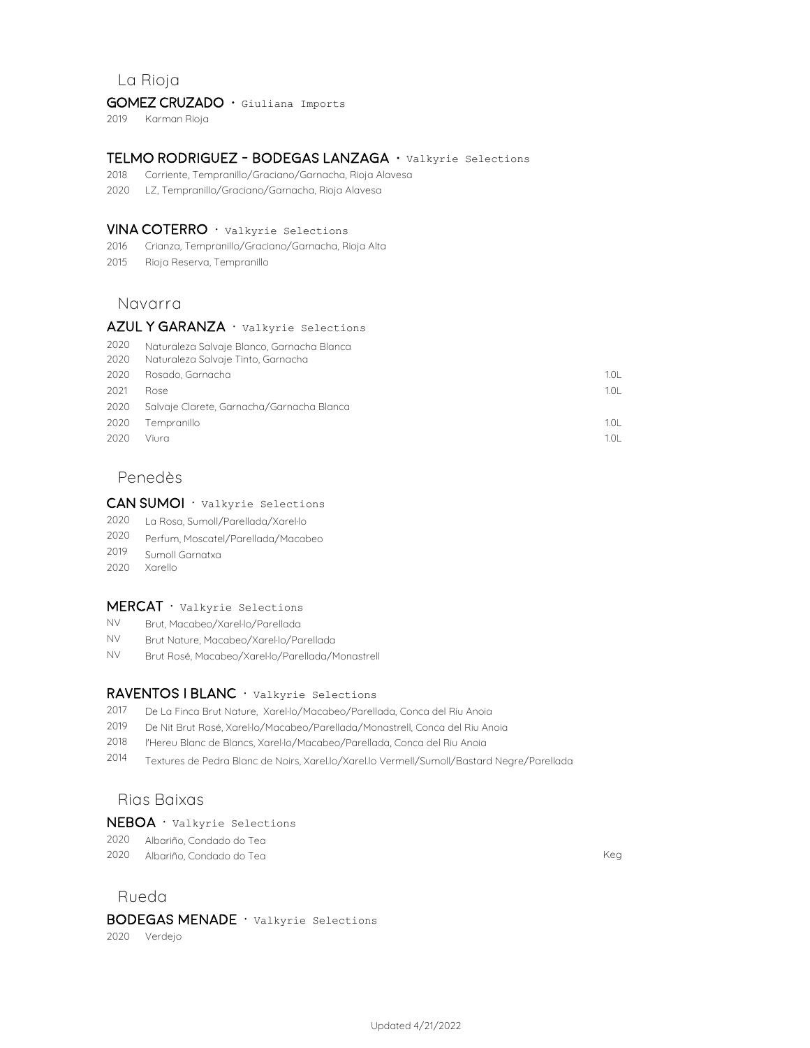## La Rioja

### GOMEZ CRUZADO · Giuliana Imports

2019 Karman Rioja

### TELMO RODRIGUEZ - BODEGAS LANZAGA · Valkyrie Selections

2018 Corriente, Tempranillo/Graciano/Garnacha, Rioja Alavesa
2020 LZ, Tempranillo/Graciano/Garnacha, Rioja Alavesa

### VINA COTERRO · Valkyrie Selections

2016 Crianza, Tempranillo/Graciano/Garnacha, Rioja Alta
2015 Rioja Reserva, Tempranillo

## Navarra

### AZUL Y GARANZA · Valkyrie Selections

| | | |
|---|---|---|
| 2020 | Naturaleza Salvaje Blanco, Garnacha Blanca | |
| 2020 | Naturaleza Salvaje Tinto, Garnacha | |
| 2020 | Rosado, Garnacha | 1.0L |
| 2021 | Rose | 1.0L |
| 2020 | Salvaje Clarete, Garnacha/Garnacha Blanca | |
| 2020 | Tempranillo | 1.0L |
| 2020 | Viura | 1.0L |

## Penedès

### CAN SUMOI · Valkyrie Selections

2020 La Rosa, Sumoll/Parellada/Xarel·lo
2020 Perfum, Moscatel/Parellada/Macabeo
2019 Sumoll Garnatxa
2020 Xarello

### MERCAT · Valkyrie Selections

NV Brut, Macabeo/Xarel·lo/Parellada
NV Brut Nature, Macabeo/Xarel·lo/Parellada
NV Brut Rosé, Macabeo/Xarel·lo/Parellada/Monastrell

### RAVENTOS I BLANC · Valkyrie Selections

2017 De La Finca Brut Nature, Xarel·lo/Macabeo/Parellada, Conca del Riu Anoia
2019 De Nit Brut Rosé, Xarel·lo/Macabeo/Parellada/Monastrell, Conca del Riu Anoia
2018 l'Hereu Blanc de Blancs, Xarel·lo/Macabeo/Parellada, Conca del Riu Anoia
2014 Textures de Pedra Blanc de Noirs, Xarel.lo/Xarel.lo Vermell/Sumoll/Bastard Negre/Parellada

## Rias Baixas

### NEBOA · Valkyrie Selections

| | | |
|---|---|---|
| 2020 | Albariño, Condado do Tea | |
| 2020 | Albariño, Condado do Tea | Keg |

## Rueda

### BODEGAS MENADE · Valkyrie Selections

2020 Verdejo

Updated 4/21/2022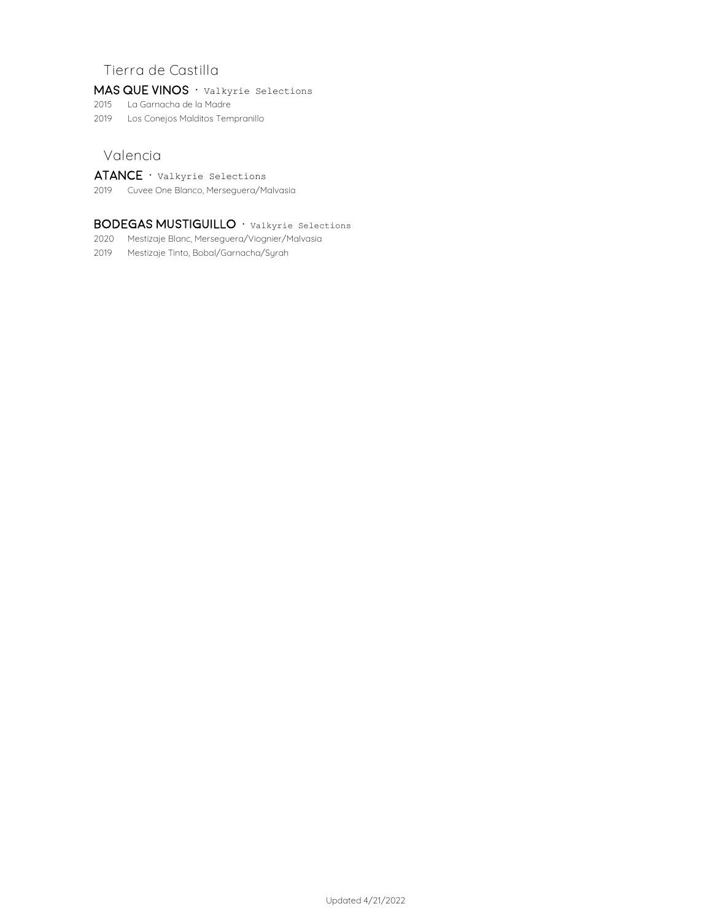## Tierra de Castilla

### **MAS QUE VINOS** · Valkyrie Selections

2015 La Garnacha de la Madre

2019 Los Conejos Malditos Tempranillo

## Valencia

### **ATANCE** · Valkyrie Selections

2019 Cuvee One Blanco, Merseguera/Malvasia

### **BODEGAS MUSTIGUILLO** · Valkyrie Selections

2020 Mestizaje Blanc, Merseguera/Viognier/Malvasia

2019 Mestizaje Tinto, Bobal/Garnacha/Syrah

Updated 4/21/2022